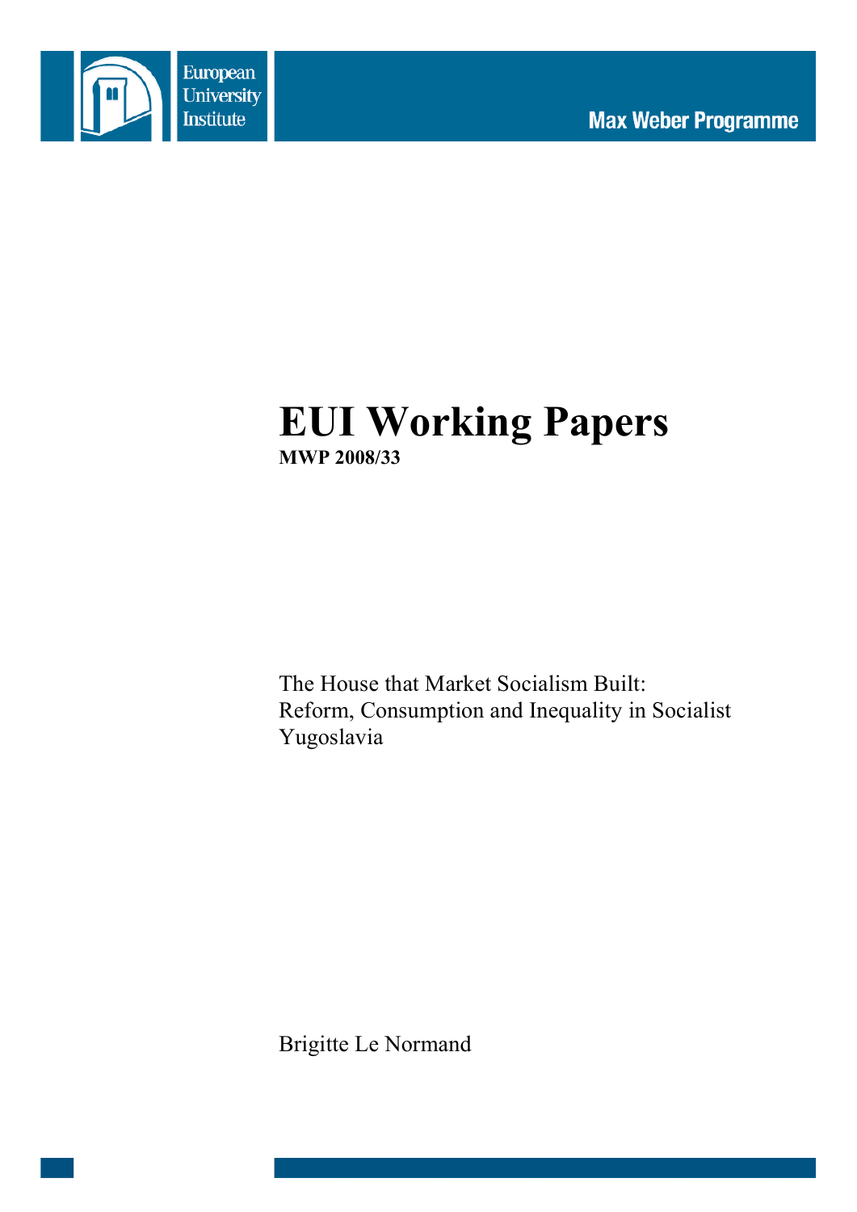European University Institute

Max Weber Programme

# EUI Working Papers

**MWP 2008/33**

The House that Market Socialism Built: Reform, Consumption and Inequality in Socialist Yugoslavia

Brigitte Le Normand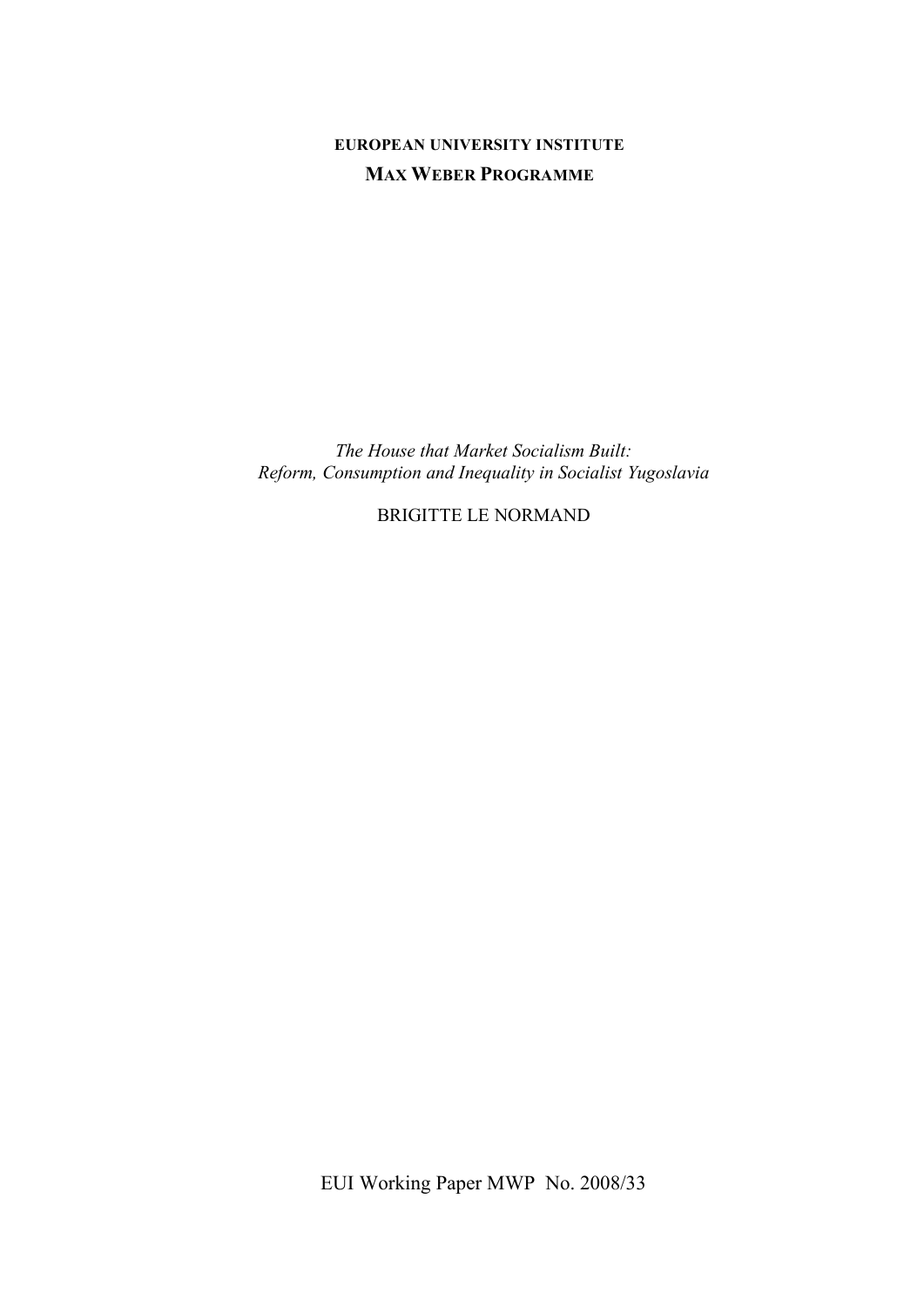**EUROPEAN UNIVERSITY INSTITUTE**

**MAX WEBER PROGRAMME**

*The House that Market Socialism Built:*
*Reform, Consumption and Inequality in Socialist Yugoslavia*

BRIGITTE LE NORMAND

EUI Working Paper MWP No. 2008/33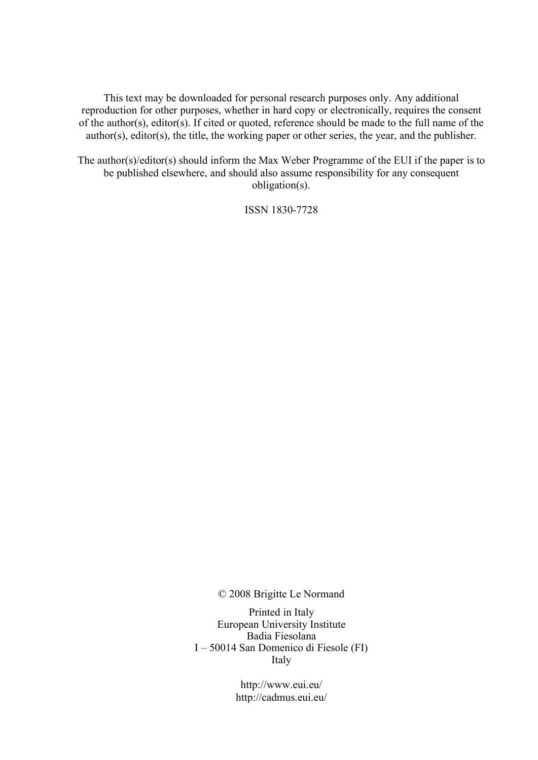This text may be downloaded for personal research purposes only. Any additional reproduction for other purposes, whether in hard copy or electronically, requires the consent of the author(s), editor(s). If cited or quoted, reference should be made to the full name of the author(s), editor(s), the title, the working paper or other series, the year, and the publisher.

The author(s)/editor(s) should inform the Max Weber Programme of the EUI if the paper is to be published elsewhere, and should also assume responsibility for any consequent obligation(s).

ISSN 1830-7728

© 2008 Brigitte Le Normand

Printed in Italy
European University Institute
Badia Fiesolana
I – 50014 San Domenico di Fiesole (FI)
Italy

http://www.eui.eu/
http://cadmus.eui.eu/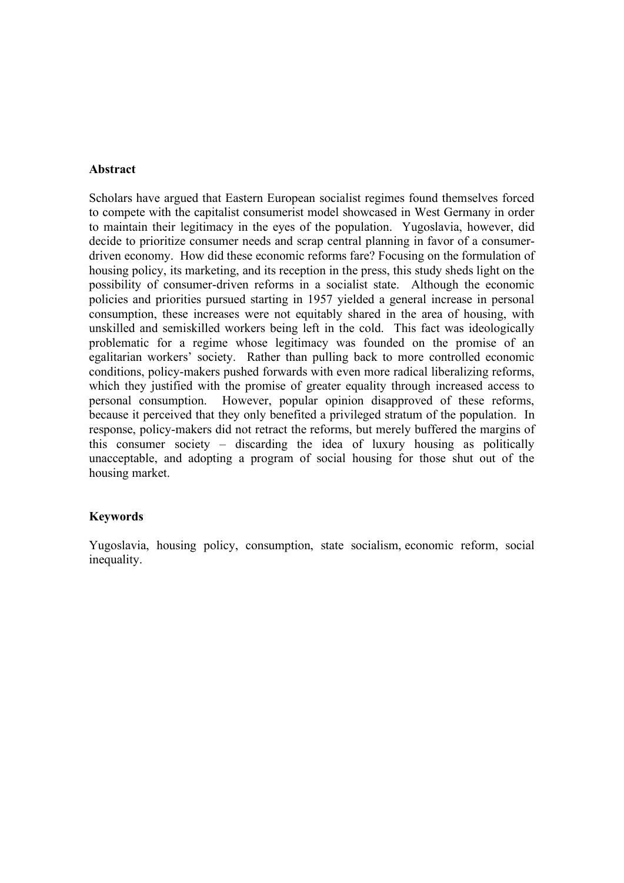## Abstract

Scholars have argued that Eastern European socialist regimes found themselves forced to compete with the capitalist consumerist model showcased in West Germany in order to maintain their legitimacy in the eyes of the population. Yugoslavia, however, did decide to prioritize consumer needs and scrap central planning in favor of a consumer-driven economy. How did these economic reforms fare? Focusing on the formulation of housing policy, its marketing, and its reception in the press, this study sheds light on the possibility of consumer-driven reforms in a socialist state. Although the economic policies and priorities pursued starting in 1957 yielded a general increase in personal consumption, these increases were not equitably shared in the area of housing, with unskilled and semiskilled workers being left in the cold. This fact was ideologically problematic for a regime whose legitimacy was founded on the promise of an egalitarian workers' society. Rather than pulling back to more controlled economic conditions, policy-makers pushed forwards with even more radical liberalizing reforms, which they justified with the promise of greater equality through increased access to personal consumption. However, popular opinion disapproved of these reforms, because it perceived that they only benefited a privileged stratum of the population. In response, policy-makers did not retract the reforms, but merely buffered the margins of this consumer society – discarding the idea of luxury housing as politically unacceptable, and adopting a program of social housing for those shut out of the housing market.

## Keywords

Yugoslavia, housing policy, consumption, state socialism, economic reform, social inequality.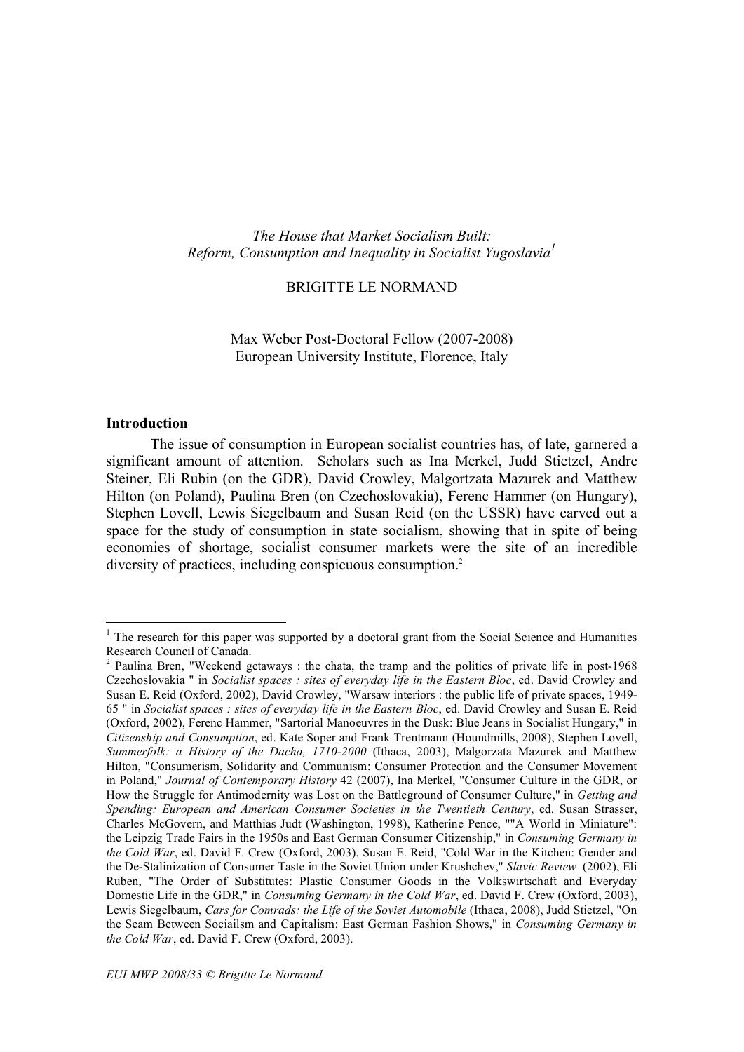*The House that Market Socialism Built:*
*Reform, Consumption and Inequality in Socialist Yugoslavia*[1]

BRIGITTE LE NORMAND

Max Weber Post-Doctoral Fellow (2007-2008)
European University Institute, Florence, Italy

## Introduction

The issue of consumption in European socialist countries has, of late, garnered a significant amount of attention. Scholars such as Ina Merkel, Judd Stietzel, Andre Steiner, Eli Rubin (on the GDR), David Crowley, Malgortzata Mazurek and Matthew Hilton (on Poland), Paulina Bren (on Czechoslovakia), Ferenc Hammer (on Hungary), Stephen Lovell, Lewis Siegelbaum and Susan Reid (on the USSR) have carved out a space for the study of consumption in state socialism, showing that in spite of being economies of shortage, socialist consumer markets were the site of an incredible diversity of practices, including conspicuous consumption.[2]

---

[1] The research for this paper was supported by a doctoral grant from the Social Science and Humanities Research Council of Canada.

[2] Paulina Bren, "Weekend getaways : the chata, the tramp and the politics of private life in post-1968 Czechoslovakia " in *Socialist spaces : sites of everyday life in the Eastern Bloc*, ed. David Crowley and Susan E. Reid (Oxford, 2002), David Crowley, "Warsaw interiors : the public life of private spaces, 1949-65 " in *Socialist spaces : sites of everyday life in the Eastern Bloc*, ed. David Crowley and Susan E. Reid (Oxford, 2002), Ferenc Hammer, "Sartorial Manoeuvres in the Dusk: Blue Jeans in Socialist Hungary," in *Citizenship and Consumption*, ed. Kate Soper and Frank Trentmann (Houndmills, 2008), Stephen Lovell, *Summerfolk: a History of the Dacha, 1710-2000* (Ithaca, 2003), Malgorzata Mazurek and Matthew Hilton, "Consumerism, Solidarity and Communism: Consumer Protection and the Consumer Movement in Poland," *Journal of Contemporary History* 42 (2007), Ina Merkel, "Consumer Culture in the GDR, or How the Struggle for Antimodernity was Lost on the Battleground of Consumer Culture," in *Getting and Spending: European and American Consumer Societies in the Twentieth Century*, ed. Susan Strasser, Charles McGovern, and Matthias Judt (Washington, 1998), Katherine Pence, ""A World in Miniature": the Leipzig Trade Fairs in the 1950s and East German Consumer Citizenship," in *Consuming Germany in the Cold War*, ed. David F. Crew (Oxford, 2003), Susan E. Reid, "Cold War in the Kitchen: Gender and the De-Stalinization of Consumer Taste in the Soviet Union under Krushchev," *Slavic Review* (2002), Eli Ruben, "The Order of Substitutes: Plastic Consumer Goods in the Volkswirtschaft and Everyday Domestic Life in the GDR," in *Consuming Germany in the Cold War*, ed. David F. Crew (Oxford, 2003), Lewis Siegelbaum, *Cars for Comrads: the Life of the Soviet Automobile* (Ithaca, 2008), Judd Stietzel, "On the Seam Between Sociailsm and Capitalism: East German Fashion Shows," in *Consuming Germany in the Cold War*, ed. David F. Crew (Oxford, 2003).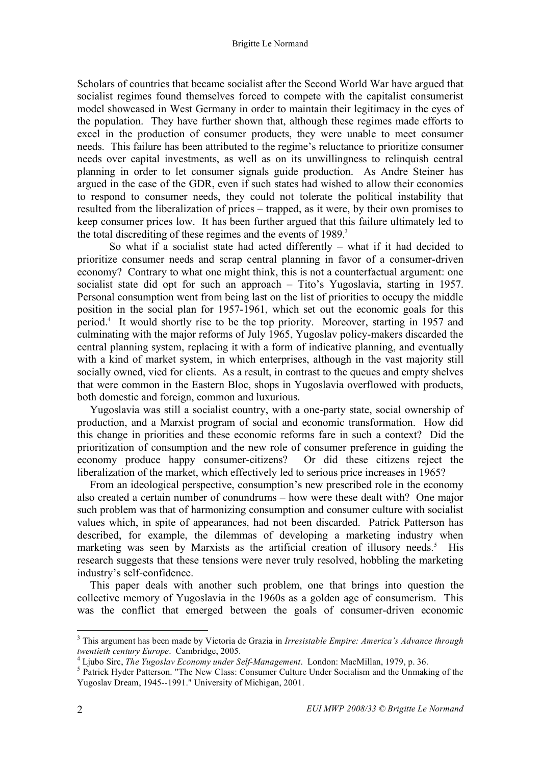Scholars of countries that became socialist after the Second World War have argued that socialist regimes found themselves forced to compete with the capitalist consumerist model showcased in West Germany in order to maintain their legitimacy in the eyes of the population. They have further shown that, although these regimes made efforts to excel in the production of consumer products, they were unable to meet consumer needs. This failure has been attributed to the regime's reluctance to prioritize consumer needs over capital investments, as well as on its unwillingness to relinquish central planning in order to let consumer signals guide production. As Andre Steiner has argued in the case of the GDR, even if such states had wished to allow their economies to respond to consumer needs, they could not tolerate the political instability that resulted from the liberalization of prices – trapped, as it were, by their own promises to keep consumer prices low. It has been further argued that this failure ultimately led to the total discrediting of these regimes and the events of 1989.[3]

So what if a socialist state had acted differently – what if it had decided to prioritize consumer needs and scrap central planning in favor of a consumer-driven economy? Contrary to what one might think, this is not a counterfactual argument: one socialist state did opt for such an approach – Tito's Yugoslavia, starting in 1957. Personal consumption went from being last on the list of priorities to occupy the middle position in the social plan for 1957-1961, which set out the economic goals for this period.[4] It would shortly rise to be the top priority. Moreover, starting in 1957 and culminating with the major reforms of July 1965, Yugoslav policy-makers discarded the central planning system, replacing it with a form of indicative planning, and eventually with a kind of market system, in which enterprises, although in the vast majority still socially owned, vied for clients. As a result, in contrast to the queues and empty shelves that were common in the Eastern Bloc, shops in Yugoslavia overflowed with products, both domestic and foreign, common and luxurious.

Yugoslavia was still a socialist country, with a one-party state, social ownership of production, and a Marxist program of social and economic transformation. How did this change in priorities and these economic reforms fare in such a context? Did the prioritization of consumption and the new role of consumer preference in guiding the economy produce happy consumer-citizens? Or did these citizens reject the liberalization of the market, which effectively led to serious price increases in 1965?

From an ideological perspective, consumption's new prescribed role in the economy also created a certain number of conundrums – how were these dealt with? One major such problem was that of harmonizing consumption and consumer culture with socialist values which, in spite of appearances, had not been discarded. Patrick Patterson has described, for example, the dilemmas of developing a marketing industry when marketing was seen by Marxists as the artificial creation of illusory needs.[5] His research suggests that these tensions were never truly resolved, hobbling the marketing industry's self-confidence.

This paper deals with another such problem, one that brings into question the collective memory of Yugoslavia in the 1960s as a golden age of consumerism. This was the conflict that emerged between the goals of consumer-driven economic

---

[3] This argument has been made by Victoria de Grazia in *Irresistable Empire: America's Advance through twentieth century Europe*. Cambridge, 2005.

[4] Ljubo Sirc, *The Yugoslav Economy under Self-Management*. London: MacMillan, 1979, p. 36.

[5] Patrick Hyder Patterson. "The New Class: Consumer Culture Under Socialism and the Unmaking of the Yugoslav Dream, 1945--1991." University of Michigan, 2001.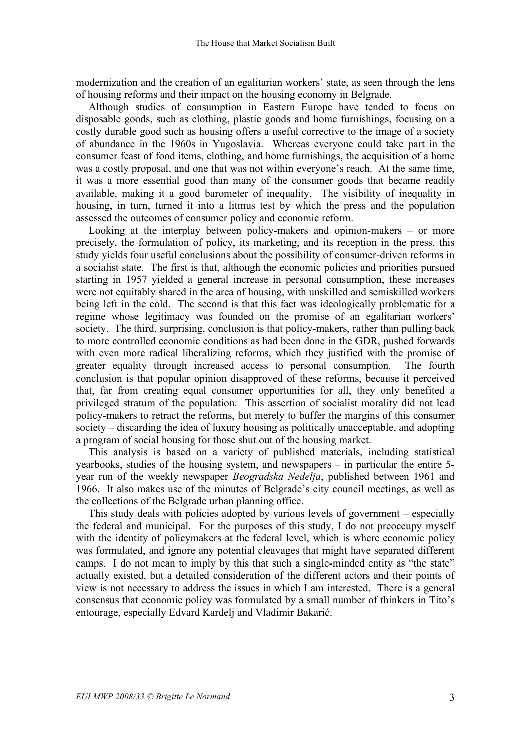modernization and the creation of an egalitarian workers' state, as seen through the lens of housing reforms and their impact on the housing economy in Belgrade.

Although studies of consumption in Eastern Europe have tended to focus on disposable goods, such as clothing, plastic goods and home furnishings, focusing on a costly durable good such as housing offers a useful corrective to the image of a society of abundance in the 1960s in Yugoslavia. Whereas everyone could take part in the consumer feast of food items, clothing, and home furnishings, the acquisition of a home was a costly proposal, and one that was not within everyone's reach. At the same time, it was a more essential good than many of the consumer goods that became readily available, making it a good barometer of inequality. The visibility of inequality in housing, in turn, turned it into a litmus test by which the press and the population assessed the outcomes of consumer policy and economic reform.

Looking at the interplay between policy-makers and opinion-makers – or more precisely, the formulation of policy, its marketing, and its reception in the press, this study yields four useful conclusions about the possibility of consumer-driven reforms in a socialist state. The first is that, although the economic policies and priorities pursued starting in 1957 yielded a general increase in personal consumption, these increases were not equitably shared in the area of housing, with unskilled and semiskilled workers being left in the cold. The second is that this fact was ideologically problematic for a regime whose legitimacy was founded on the promise of an egalitarian workers' society. The third, surprising, conclusion is that policy-makers, rather than pulling back to more controlled economic conditions as had been done in the GDR, pushed forwards with even more radical liberalizing reforms, which they justified with the promise of greater equality through increased access to personal consumption. The fourth conclusion is that popular opinion disapproved of these reforms, because it perceived that, far from creating equal consumer opportunities for all, they only benefited a privileged stratum of the population. This assertion of socialist morality did not lead policy-makers to retract the reforms, but merely to buffer the margins of this consumer society – discarding the idea of luxury housing as politically unacceptable, and adopting a program of social housing for those shut out of the housing market.

This analysis is based on a variety of published materials, including statistical yearbooks, studies of the housing system, and newspapers – in particular the entire 5-year run of the weekly newspaper *Beogradska Nedelja*, published between 1961 and 1966. It also makes use of the minutes of Belgrade's city council meetings, as well as the collections of the Belgrade urban planning office.

This study deals with policies adopted by various levels of government – especially the federal and municipal. For the purposes of this study, I do not preoccupy myself with the identity of policymakers at the federal level, which is where economic policy was formulated, and ignore any potential cleavages that might have separated different camps. I do not mean to imply by this that such a single-minded entity as "the state" actually existed, but a detailed consideration of the different actors and their points of view is not necessary to address the issues in which I am interested. There is a general consensus that economic policy was formulated by a small number of thinkers in Tito's entourage, especially Edvard Kardelj and Vladimir Bakarić.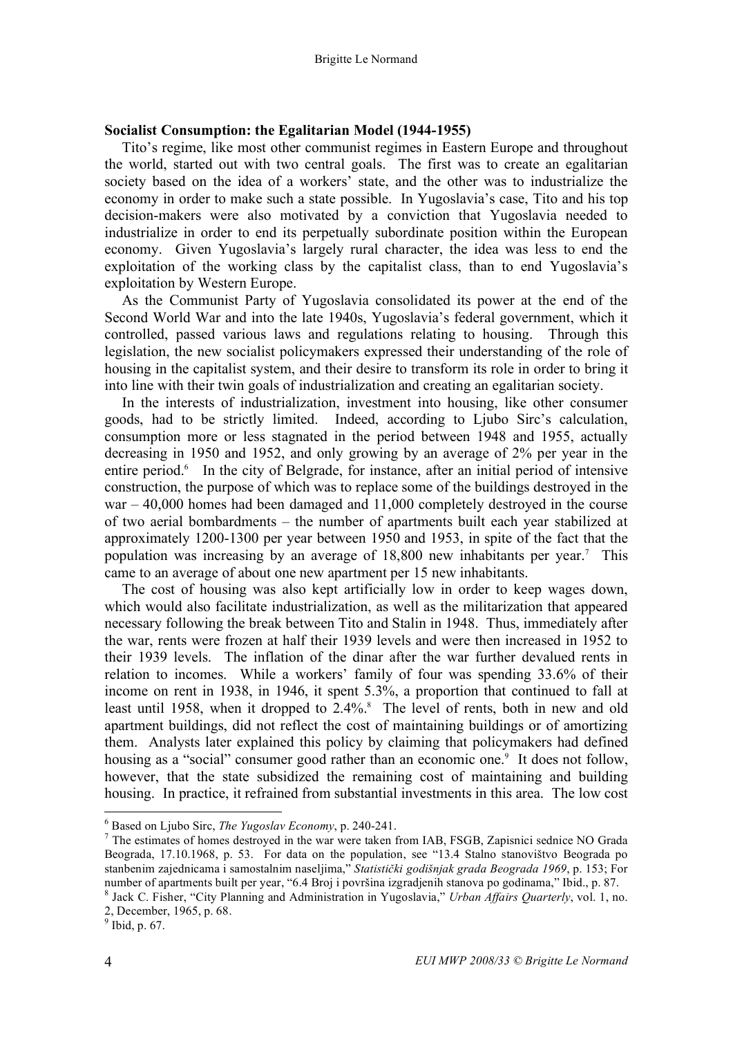**Socialist Consumption: the Egalitarian Model (1944-1955)**

Tito's regime, like most other communist regimes in Eastern Europe and throughout the world, started out with two central goals. The first was to create an egalitarian society based on the idea of a workers' state, and the other was to industrialize the economy in order to make such a state possible. In Yugoslavia's case, Tito and his top decision-makers were also motivated by a conviction that Yugoslavia needed to industrialize in order to end its perpetually subordinate position within the European economy. Given Yugoslavia's largely rural character, the idea was less to end the exploitation of the working class by the capitalist class, than to end Yugoslavia's exploitation by Western Europe.

As the Communist Party of Yugoslavia consolidated its power at the end of the Second World War and into the late 1940s, Yugoslavia's federal government, which it controlled, passed various laws and regulations relating to housing. Through this legislation, the new socialist policymakers expressed their understanding of the role of housing in the capitalist system, and their desire to transform its role in order to bring it into line with their twin goals of industrialization and creating an egalitarian society.

In the interests of industrialization, investment into housing, like other consumer goods, had to be strictly limited. Indeed, according to Ljubo Sirc's calculation, consumption more or less stagnated in the period between 1948 and 1955, actually decreasing in 1950 and 1952, and only growing by an average of 2% per year in the entire period.[6] In the city of Belgrade, for instance, after an initial period of intensive construction, the purpose of which was to replace some of the buildings destroyed in the war – 40,000 homes had been damaged and 11,000 completely destroyed in the course of two aerial bombardments – the number of apartments built each year stabilized at approximately 1200-1300 per year between 1950 and 1953, in spite of the fact that the population was increasing by an average of 18,800 new inhabitants per year.[7] This came to an average of about one new apartment per 15 new inhabitants.

The cost of housing was also kept artificially low in order to keep wages down, which would also facilitate industrialization, as well as the militarization that appeared necessary following the break between Tito and Stalin in 1948. Thus, immediately after the war, rents were frozen at half their 1939 levels and were then increased in 1952 to their 1939 levels. The inflation of the dinar after the war further devalued rents in relation to incomes. While a workers' family of four was spending 33.6% of their income on rent in 1938, in 1946, it spent 5.3%, a proportion that continued to fall at least until 1958, when it dropped to 2.4%.[8] The level of rents, both in new and old apartment buildings, did not reflect the cost of maintaining buildings or of amortizing them. Analysts later explained this policy by claiming that policymakers had defined housing as a "social" consumer good rather than an economic one.[9] It does not follow, however, that the state subsidized the remaining cost of maintaining and building housing. In practice, it refrained from substantial investments in this area. The low cost

---

[6] Based on Ljubo Sirc, *The Yugoslav Economy*, p. 240-241.

[7] The estimates of homes destroyed in the war were taken from IAB, FSGB, Zapisnici sednice NO Grada Beograda, 17.10.1968, p. 53. For data on the population, see "13.4 Stalno stanovištvo Beograda po stanbenim zajednicama i samostalnim naseljima," *Statistički godišnjak grada Beograda 1969*, p. 153; For number of apartments built per year, "6.4 Broj i površina izgradjenih stanova po godinama," Ibid., p. 87.

[8] Jack C. Fisher, "City Planning and Administration in Yugoslavia," *Urban Affairs Quarterly*, vol. 1, no. 2, December, 1965, p. 68.

[9] Ibid, p. 67.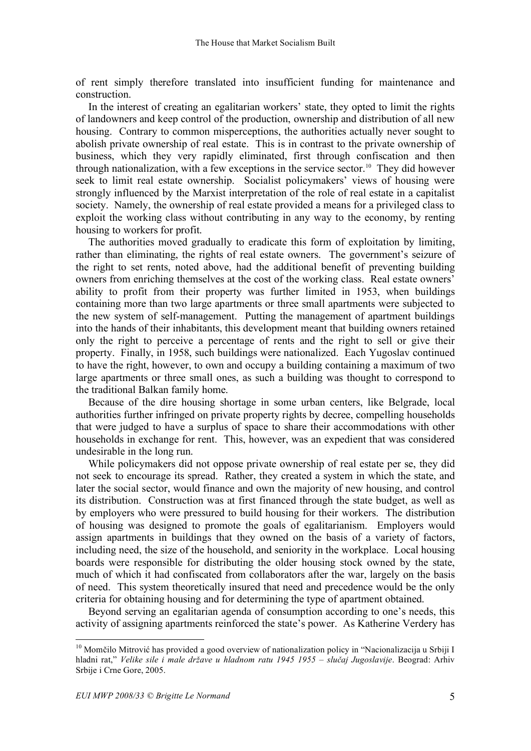of rent simply therefore translated into insufficient funding for maintenance and construction.

In the interest of creating an egalitarian workers' state, they opted to limit the rights of landowners and keep control of the production, ownership and distribution of all new housing. Contrary to common misperceptions, the authorities actually never sought to abolish private ownership of real estate. This is in contrast to the private ownership of business, which they very rapidly eliminated, first through confiscation and then through nationalization, with a few exceptions in the service sector.[10] They did however seek to limit real estate ownership. Socialist policymakers' views of housing were strongly influenced by the Marxist interpretation of the role of real estate in a capitalist society. Namely, the ownership of real estate provided a means for a privileged class to exploit the working class without contributing in any way to the economy, by renting housing to workers for profit.

The authorities moved gradually to eradicate this form of exploitation by limiting, rather than eliminating, the rights of real estate owners. The government's seizure of the right to set rents, noted above, had the additional benefit of preventing building owners from enriching themselves at the cost of the working class. Real estate owners' ability to profit from their property was further limited in 1953, when buildings containing more than two large apartments or three small apartments were subjected to the new system of self-management. Putting the management of apartment buildings into the hands of their inhabitants, this development meant that building owners retained only the right to perceive a percentage of rents and the right to sell or give their property. Finally, in 1958, such buildings were nationalized. Each Yugoslav continued to have the right, however, to own and occupy a building containing a maximum of two large apartments or three small ones, as such a building was thought to correspond to the traditional Balkan family home.

Because of the dire housing shortage in some urban centers, like Belgrade, local authorities further infringed on private property rights by decree, compelling households that were judged to have a surplus of space to share their accommodations with other households in exchange for rent. This, however, was an expedient that was considered undesirable in the long run.

While policymakers did not oppose private ownership of real estate per se, they did not seek to encourage its spread. Rather, they created a system in which the state, and later the social sector, would finance and own the majority of new housing, and control its distribution. Construction was at first financed through the state budget, as well as by employers who were pressured to build housing for their workers. The distribution of housing was designed to promote the goals of egalitarianism. Employers would assign apartments in buildings that they owned on the basis of a variety of factors, including need, the size of the household, and seniority in the workplace. Local housing boards were responsible for distributing the older housing stock owned by the state, much of which it had confiscated from collaborators after the war, largely on the basis of need. This system theoretically insured that need and precedence would be the only criteria for obtaining housing and for determining the type of apartment obtained.

Beyond serving an egalitarian agenda of consumption according to one's needs, this activity of assigning apartments reinforced the state's power. As Katherine Verdery has

---

[10] Momčilo Mitrović has provided a good overview of nationalization policy in "Nacionalizacija u Srbiji I hladni rat," *Velike sile i male države u hladnom ratu 1945 1955 – slučaj Jugoslavije*. Beograd: Arhiv Srbije i Crne Gore, 2005.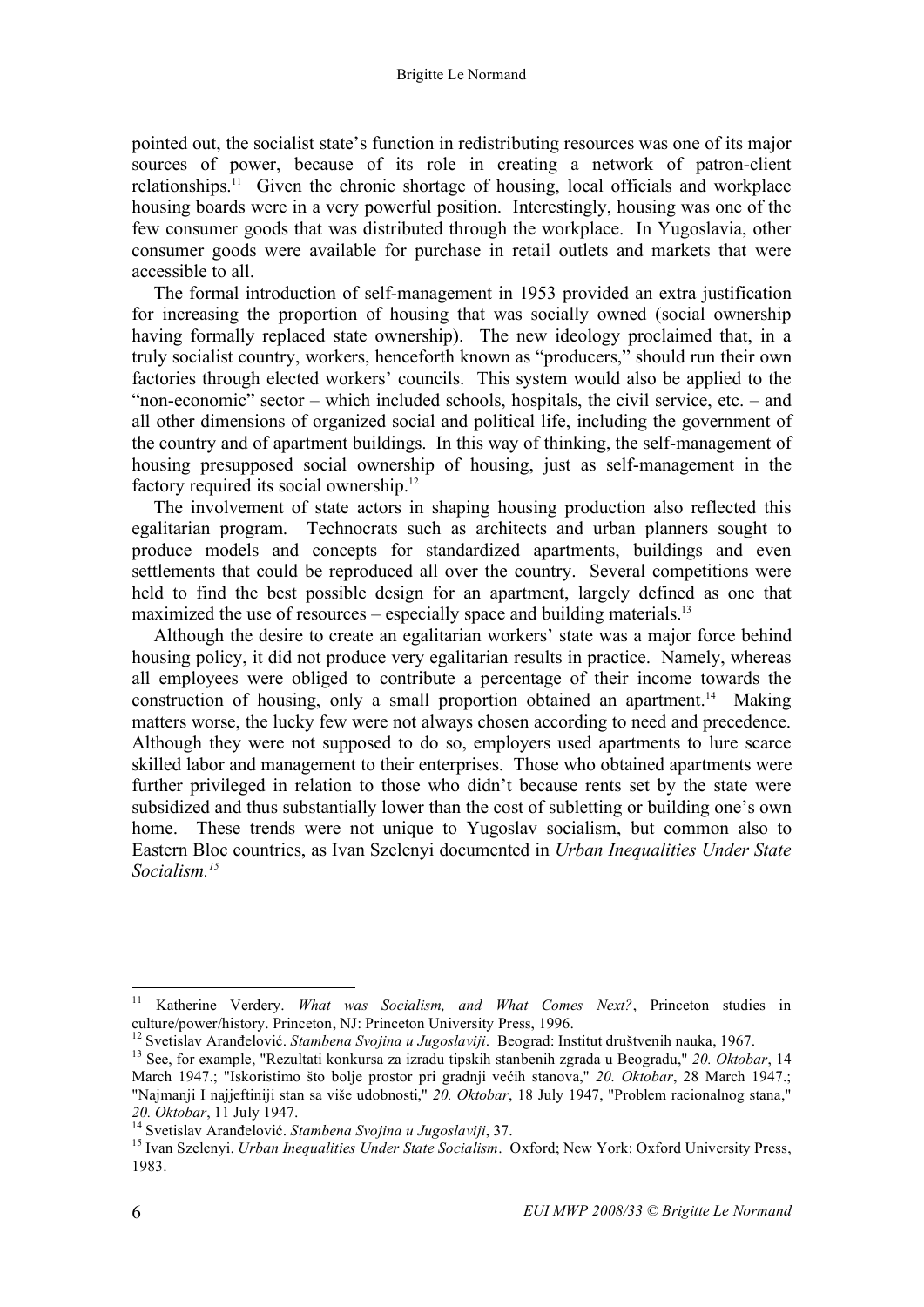pointed out, the socialist state's function in redistributing resources was one of its major sources of power, because of its role in creating a network of patron-client relationships.[11] Given the chronic shortage of housing, local officials and workplace housing boards were in a very powerful position. Interestingly, housing was one of the few consumer goods that was distributed through the workplace. In Yugoslavia, other consumer goods were available for purchase in retail outlets and markets that were accessible to all.

The formal introduction of self-management in 1953 provided an extra justification for increasing the proportion of housing that was socially owned (social ownership having formally replaced state ownership). The new ideology proclaimed that, in a truly socialist country, workers, henceforth known as "producers," should run their own factories through elected workers' councils. This system would also be applied to the "non-economic" sector – which included schools, hospitals, the civil service, etc. – and all other dimensions of organized social and political life, including the government of the country and of apartment buildings. In this way of thinking, the self-management of housing presupposed social ownership of housing, just as self-management in the factory required its social ownership.[12]

The involvement of state actors in shaping housing production also reflected this egalitarian program. Technocrats such as architects and urban planners sought to produce models and concepts for standardized apartments, buildings and even settlements that could be reproduced all over the country. Several competitions were held to find the best possible design for an apartment, largely defined as one that maximized the use of resources – especially space and building materials.[13]

Although the desire to create an egalitarian workers' state was a major force behind housing policy, it did not produce very egalitarian results in practice. Namely, whereas all employees were obliged to contribute a percentage of their income towards the construction of housing, only a small proportion obtained an apartment.[14] Making matters worse, the lucky few were not always chosen according to need and precedence. Although they were not supposed to do so, employers used apartments to lure scarce skilled labor and management to their enterprises. Those who obtained apartments were further privileged in relation to those who didn't because rents set by the state were subsidized and thus substantially lower than the cost of subletting or building one's own home. These trends were not unique to Yugoslav socialism, but common also to Eastern Bloc countries, as Ivan Szelenyi documented in *Urban Inequalities Under State Socialism.*[15]

---

[11] Katherine Verdery. *What was Socialism, and What Comes Next?*, Princeton studies in culture/power/history. Princeton, NJ: Princeton University Press, 1996.

[12] Svetislav Aranđelović. *Stambena Svojina u Jugoslaviji*. Beograd: Institut društvenih nauka, 1967.

[13] See, for example, "Rezultati konkursa za izradu tipskih stanbenih zgrada u Beogradu," *20. Oktobar*, 14 March 1947.; "Iskoristimo što bolje prostor pri gradnji većih stanova," *20. Oktobar*, 28 March 1947.; "Najmanji I najjeftiniji stan sa više udobnosti," *20. Oktobar*, 18 July 1947, "Problem racionalnog stana," *20. Oktobar*, 11 July 1947.

[14] Svetislav Aranđelović. *Stambena Svojina u Jugoslaviji*, 37.

[15] Ivan Szelenyi. *Urban Inequalities Under State Socialism*. Oxford; New York: Oxford University Press, 1983.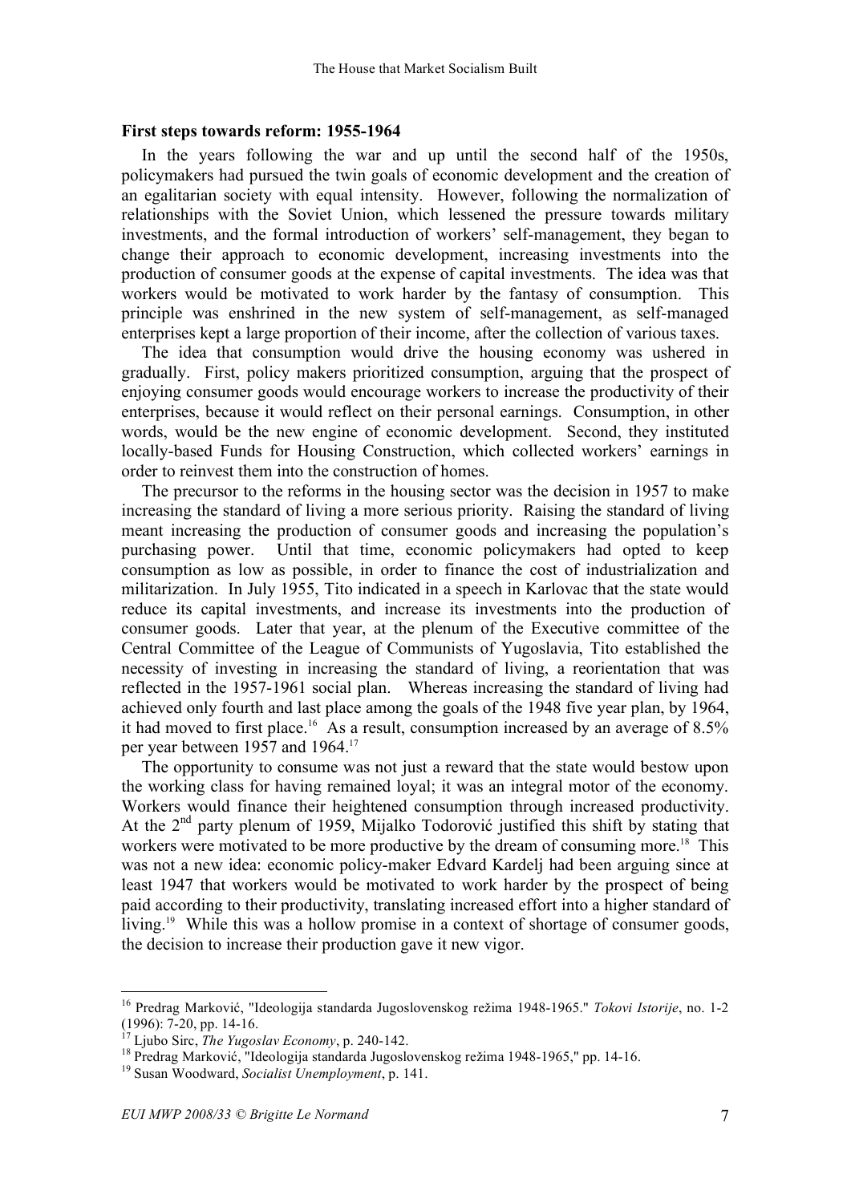**First steps towards reform: 1955-1964**

In the years following the war and up until the second half of the 1950s, policymakers had pursued the twin goals of economic development and the creation of an egalitarian society with equal intensity. However, following the normalization of relationships with the Soviet Union, which lessened the pressure towards military investments, and the formal introduction of workers' self-management, they began to change their approach to economic development, increasing investments into the production of consumer goods at the expense of capital investments. The idea was that workers would be motivated to work harder by the fantasy of consumption. This principle was enshrined in the new system of self-management, as self-managed enterprises kept a large proportion of their income, after the collection of various taxes.

The idea that consumption would drive the housing economy was ushered in gradually. First, policy makers prioritized consumption, arguing that the prospect of enjoying consumer goods would encourage workers to increase the productivity of their enterprises, because it would reflect on their personal earnings. Consumption, in other words, would be the new engine of economic development. Second, they instituted locally-based Funds for Housing Construction, which collected workers' earnings in order to reinvest them into the construction of homes.

The precursor to the reforms in the housing sector was the decision in 1957 to make increasing the standard of living a more serious priority. Raising the standard of living meant increasing the production of consumer goods and increasing the population's purchasing power. Until that time, economic policymakers had opted to keep consumption as low as possible, in order to finance the cost of industrialization and militarization. In July 1955, Tito indicated in a speech in Karlovac that the state would reduce its capital investments, and increase its investments into the production of consumer goods. Later that year, at the plenum of the Executive committee of the Central Committee of the League of Communists of Yugoslavia, Tito established the necessity of investing in increasing the standard of living, a reorientation that was reflected in the 1957-1961 social plan. Whereas increasing the standard of living had achieved only fourth and last place among the goals of the 1948 five year plan, by 1964, it had moved to first place.[16] As a result, consumption increased by an average of 8.5% per year between 1957 and 1964.[17]

The opportunity to consume was not just a reward that the state would bestow upon the working class for having remained loyal; it was an integral motor of the economy. Workers would finance their heightened consumption through increased productivity. At the 2nd party plenum of 1959, Mijalko Todorović justified this shift by stating that workers were motivated to be more productive by the dream of consuming more.[18] This was not a new idea: economic policy-maker Edvard Kardelj had been arguing since at least 1947 that workers would be motivated to work harder by the prospect of being paid according to their productivity, translating increased effort into a higher standard of living.[19] While this was a hollow promise in a context of shortage of consumer goods, the decision to increase their production gave it new vigor.

---

[16] Predrag Marković, "Ideologija standarda Jugoslovenskog režima 1948-1965." *Tokovi Istorije*, no. 1-2 (1996): 7-20, pp. 14-16.

[17] Ljubo Sirc, *The Yugoslav Economy*, p. 240-142.

[18] Predrag Marković, "Ideologija standarda Jugoslovenskog režima 1948-1965," pp. 14-16.

[19] Susan Woodward, *Socialist Unemployment*, p. 141.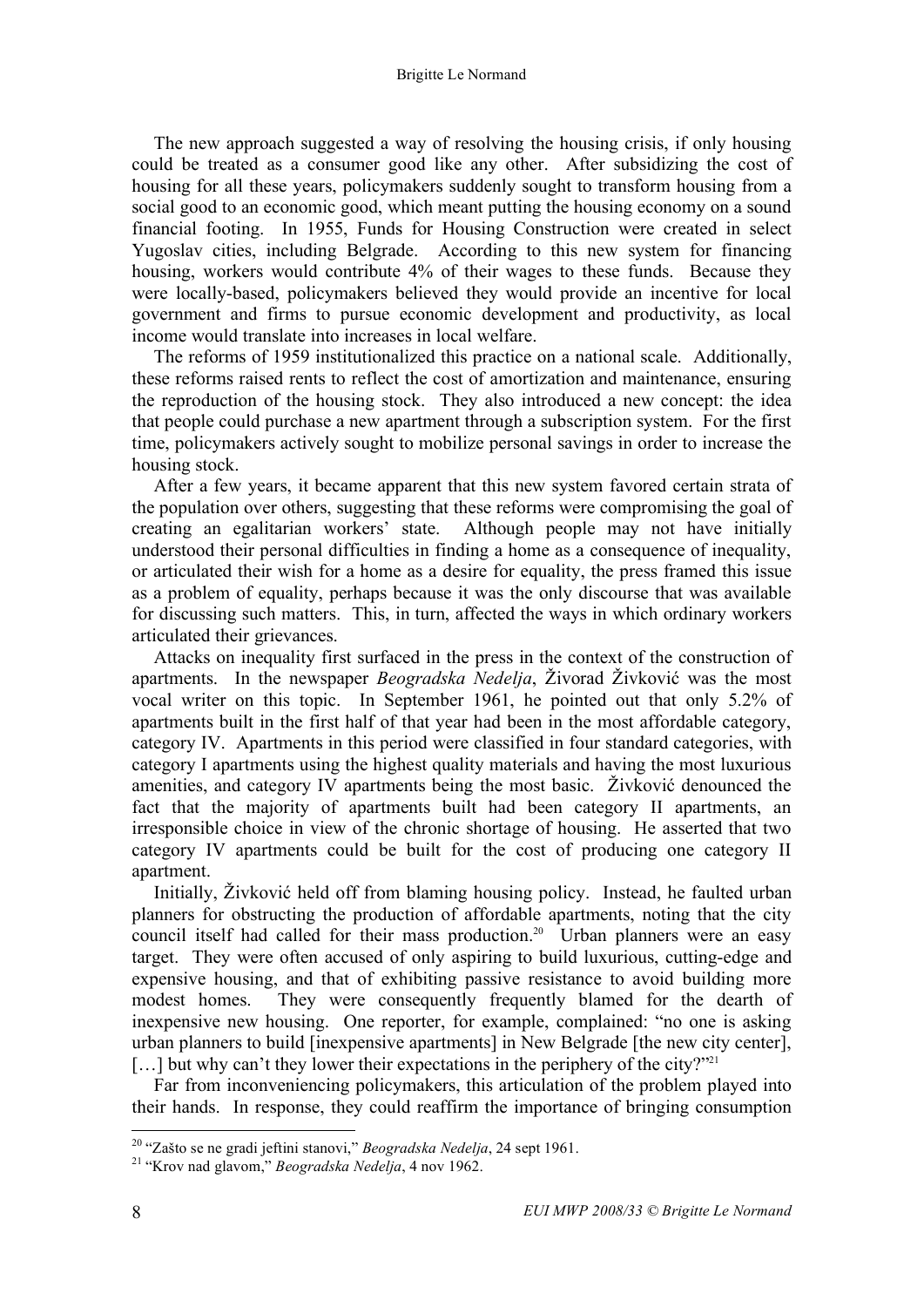The new approach suggested a way of resolving the housing crisis, if only housing could be treated as a consumer good like any other. After subsidizing the cost of housing for all these years, policymakers suddenly sought to transform housing from a social good to an economic good, which meant putting the housing economy on a sound financial footing. In 1955, Funds for Housing Construction were created in select Yugoslav cities, including Belgrade. According to this new system for financing housing, workers would contribute 4% of their wages to these funds. Because they were locally-based, policymakers believed they would provide an incentive for local government and firms to pursue economic development and productivity, as local income would translate into increases in local welfare.

The reforms of 1959 institutionalized this practice on a national scale. Additionally, these reforms raised rents to reflect the cost of amortization and maintenance, ensuring the reproduction of the housing stock. They also introduced a new concept: the idea that people could purchase a new apartment through a subscription system. For the first time, policymakers actively sought to mobilize personal savings in order to increase the housing stock.

After a few years, it became apparent that this new system favored certain strata of the population over others, suggesting that these reforms were compromising the goal of creating an egalitarian workers' state. Although people may not have initially understood their personal difficulties in finding a home as a consequence of inequality, or articulated their wish for a home as a desire for equality, the press framed this issue as a problem of equality, perhaps because it was the only discourse that was available for discussing such matters. This, in turn, affected the ways in which ordinary workers articulated their grievances.

Attacks on inequality first surfaced in the press in the context of the construction of apartments. In the newspaper *Beogradska Nedelja*, Živorad Živković was the most vocal writer on this topic. In September 1961, he pointed out that only 5.2% of apartments built in the first half of that year had been in the most affordable category, category IV. Apartments in this period were classified in four standard categories, with category I apartments using the highest quality materials and having the most luxurious amenities, and category IV apartments being the most basic. Živković denounced the fact that the majority of apartments built had been category II apartments, an irresponsible choice in view of the chronic shortage of housing. He asserted that two category IV apartments could be built for the cost of producing one category II apartment.

Initially, Živković held off from blaming housing policy. Instead, he faulted urban planners for obstructing the production of affordable apartments, noting that the city council itself had called for their mass production.[20] Urban planners were an easy target. They were often accused of only aspiring to build luxurious, cutting-edge and expensive housing, and that of exhibiting passive resistance to avoid building more modest homes. They were consequently frequently blamed for the dearth of inexpensive new housing. One reporter, for example, complained: "no one is asking urban planners to build [inexpensive apartments] in New Belgrade [the new city center], […] but why can't they lower their expectations in the periphery of the city?"[21]

Far from inconveniencing policymakers, this articulation of the problem played into their hands. In response, they could reaffirm the importance of bringing consumption

---

[20] "Zašto se ne gradi jeftini stanovi," *Beogradska Nedelja*, 24 sept 1961.

[21] "Krov nad glavom," *Beogradska Nedelja*, 4 nov 1962.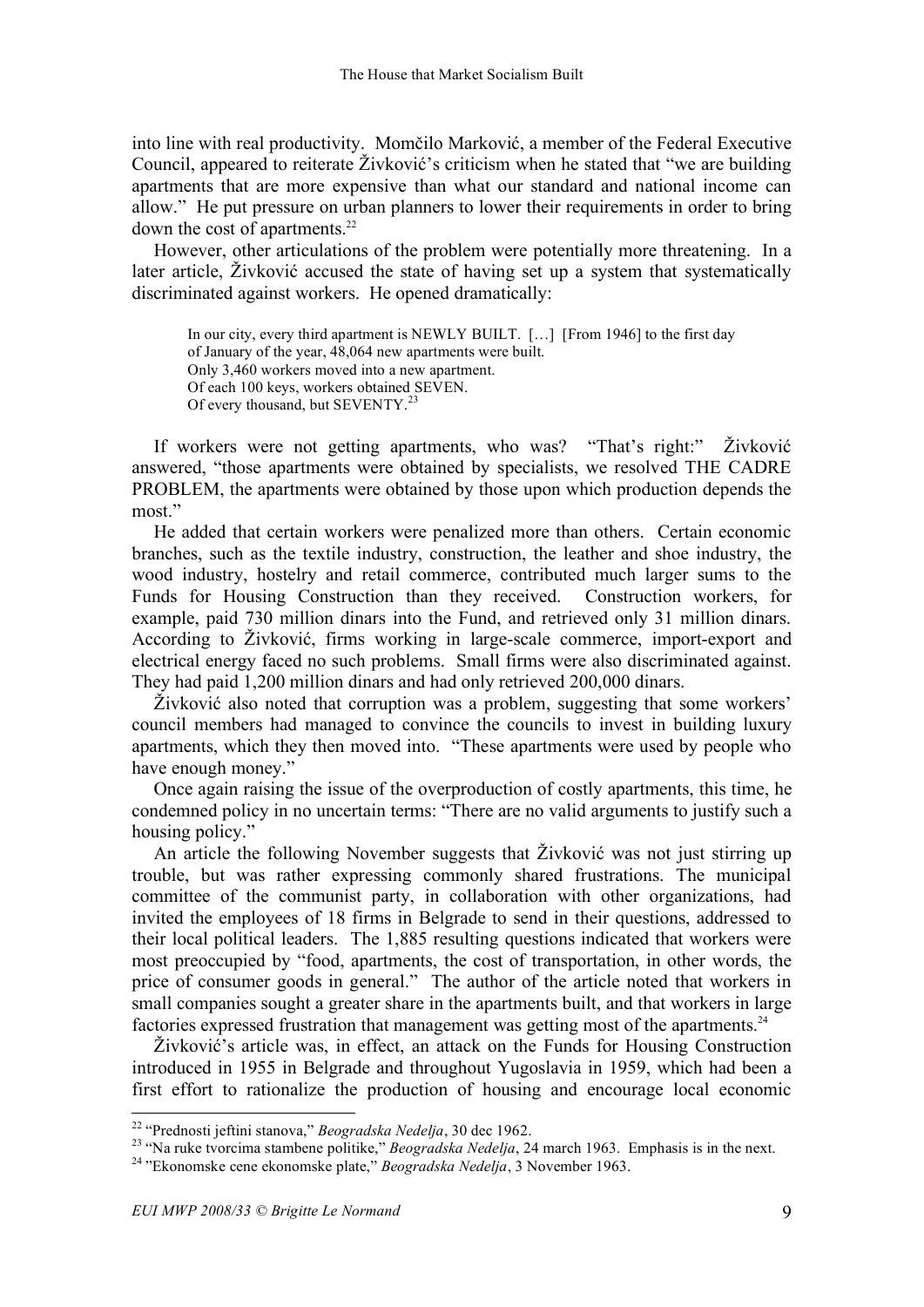into line with real productivity. Momčilo Marković, a member of the Federal Executive Council, appeared to reiterate Živković's criticism when he stated that "we are building apartments that are more expensive than what our standard and national income can allow." He put pressure on urban planners to lower their requirements in order to bring down the cost of apartments.[22]

However, other articulations of the problem were potentially more threatening. In a later article, Živković accused the state of having set up a system that systematically discriminated against workers. He opened dramatically:

> In our city, every third apartment is NEWLY BUILT. […] [From 1946] to the first day of January of the year, 48,064 new apartments were built.
> Only 3,460 workers moved into a new apartment.
> Of each 100 keys, workers obtained SEVEN.
> Of every thousand, but SEVENTY.[23]

If workers were not getting apartments, who was? "That's right:" Živković answered, "those apartments were obtained by specialists, we resolved THE CADRE PROBLEM, the apartments were obtained by those upon which production depends the most."

He added that certain workers were penalized more than others. Certain economic branches, such as the textile industry, construction, the leather and shoe industry, the wood industry, hostelry and retail commerce, contributed much larger sums to the Funds for Housing Construction than they received. Construction workers, for example, paid 730 million dinars into the Fund, and retrieved only 31 million dinars. According to Živković, firms working in large-scale commerce, import-export and electrical energy faced no such problems. Small firms were also discriminated against. They had paid 1,200 million dinars and had only retrieved 200,000 dinars.

Živković also noted that corruption was a problem, suggesting that some workers' council members had managed to convince the councils to invest in building luxury apartments, which they then moved into. "These apartments were used by people who have enough money."

Once again raising the issue of the overproduction of costly apartments, this time, he condemned policy in no uncertain terms: "There are no valid arguments to justify such a housing policy."

An article the following November suggests that Živković was not just stirring up trouble, but was rather expressing commonly shared frustrations. The municipal committee of the communist party, in collaboration with other organizations, had invited the employees of 18 firms in Belgrade to send in their questions, addressed to their local political leaders. The 1,885 resulting questions indicated that workers were most preoccupied by "food, apartments, the cost of transportation, in other words, the price of consumer goods in general." The author of the article noted that workers in small companies sought a greater share in the apartments built, and that workers in large factories expressed frustration that management was getting most of the apartments.[24]

Živković's article was, in effect, an attack on the Funds for Housing Construction introduced in 1955 in Belgrade and throughout Yugoslavia in 1959, which had been a first effort to rationalize the production of housing and encourage local economic

---

[22] "Prednosti jeftini stanova," *Beogradska Nedelja*, 30 dec 1962.

[23] "Na ruke tvorcima stambene politike," *Beogradska Nedelja*, 24 march 1963. Emphasis is in the next.

[24] "Ekonomske cene ekonomske plate," *Beogradska Nedelja*, 3 November 1963.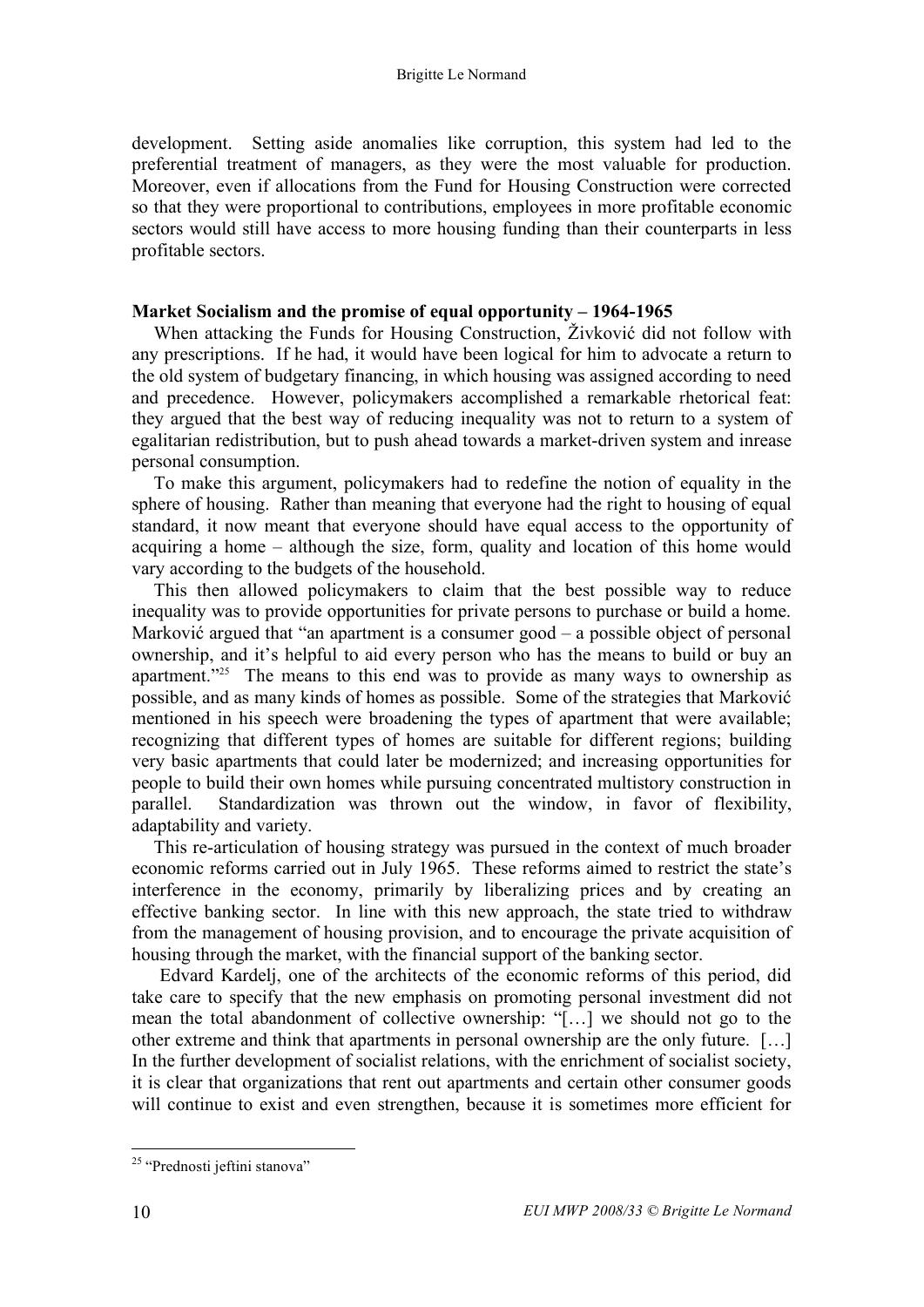development. Setting aside anomalies like corruption, this system had led to the preferential treatment of managers, as they were the most valuable for production. Moreover, even if allocations from the Fund for Housing Construction were corrected so that they were proportional to contributions, employees in more profitable economic sectors would still have access to more housing funding than their counterparts in less profitable sectors.

**Market Socialism and the promise of equal opportunity – 1964-1965**

When attacking the Funds for Housing Construction, Živković did not follow with any prescriptions. If he had, it would have been logical for him to advocate a return to the old system of budgetary financing, in which housing was assigned according to need and precedence. However, policymakers accomplished a remarkable rhetorical feat: they argued that the best way of reducing inequality was not to return to a system of egalitarian redistribution, but to push ahead towards a market-driven system and inrease personal consumption.

To make this argument, policymakers had to redefine the notion of equality in the sphere of housing. Rather than meaning that everyone had the right to housing of equal standard, it now meant that everyone should have equal access to the opportunity of acquiring a home – although the size, form, quality and location of this home would vary according to the budgets of the household.

This then allowed policymakers to claim that the best possible way to reduce inequality was to provide opportunities for private persons to purchase or build a home. Marković argued that "an apartment is a consumer good – a possible object of personal ownership, and it's helpful to aid every person who has the means to build or buy an apartment."[25] The means to this end was to provide as many ways to ownership as possible, and as many kinds of homes as possible. Some of the strategies that Marković mentioned in his speech were broadening the types of apartment that were available; recognizing that different types of homes are suitable for different regions; building very basic apartments that could later be modernized; and increasing opportunities for people to build their own homes while pursuing concentrated multistory construction in parallel. Standardization was thrown out the window, in favor of flexibility, adaptability and variety.

This re-articulation of housing strategy was pursued in the context of much broader economic reforms carried out in July 1965. These reforms aimed to restrict the state's interference in the economy, primarily by liberalizing prices and by creating an effective banking sector. In line with this new approach, the state tried to withdraw from the management of housing provision, and to encourage the private acquisition of housing through the market, with the financial support of the banking sector.

Edvard Kardelj, one of the architects of the economic reforms of this period, did take care to specify that the new emphasis on promoting personal investment did not mean the total abandonment of collective ownership: "[…] we should not go to the other extreme and think that apartments in personal ownership are the only future. […] In the further development of socialist relations, with the enrichment of socialist society, it is clear that organizations that rent out apartments and certain other consumer goods will continue to exist and even strengthen, because it is sometimes more efficient for

---

[25] "Prednosti jeftini stanova"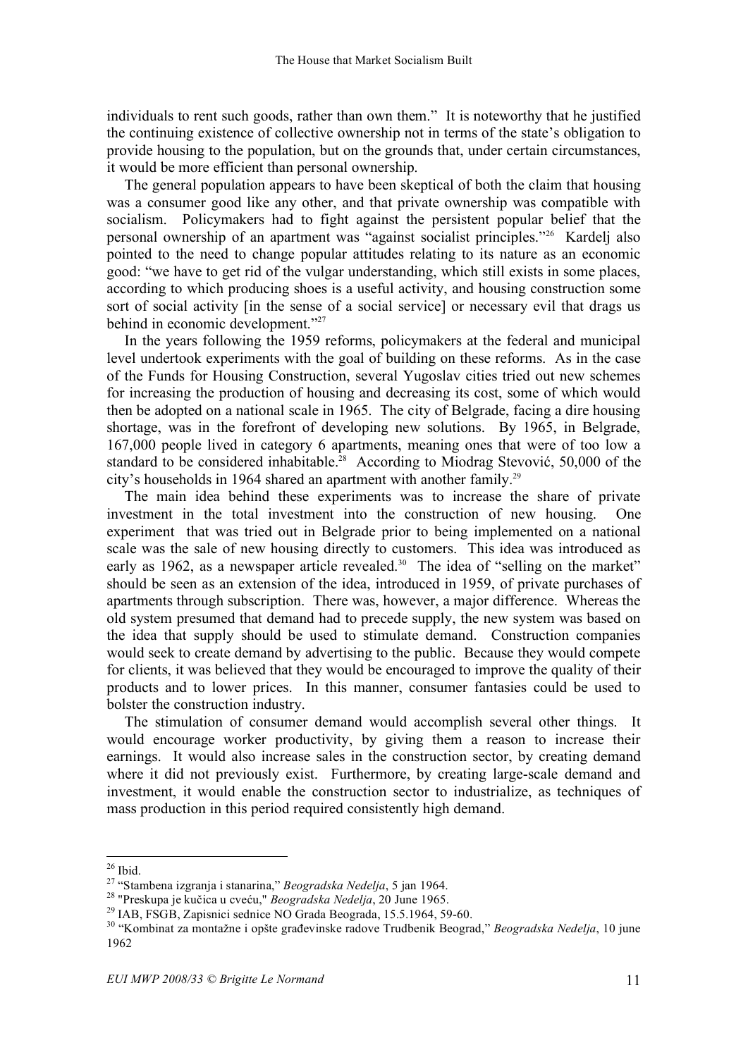individuals to rent such goods, rather than own them." It is noteworthy that he justified the continuing existence of collective ownership not in terms of the state's obligation to provide housing to the population, but on the grounds that, under certain circumstances, it would be more efficient than personal ownership.

The general population appears to have been skeptical of both the claim that housing was a consumer good like any other, and that private ownership was compatible with socialism. Policymakers had to fight against the persistent popular belief that the personal ownership of an apartment was "against socialist principles."[26] Kardelj also pointed to the need to change popular attitudes relating to its nature as an economic good: "we have to get rid of the vulgar understanding, which still exists in some places, according to which producing shoes is a useful activity, and housing construction some sort of social activity [in the sense of a social service] or necessary evil that drags us behind in economic development."[27]

In the years following the 1959 reforms, policymakers at the federal and municipal level undertook experiments with the goal of building on these reforms. As in the case of the Funds for Housing Construction, several Yugoslav cities tried out new schemes for increasing the production of housing and decreasing its cost, some of which would then be adopted on a national scale in 1965. The city of Belgrade, facing a dire housing shortage, was in the forefront of developing new solutions. By 1965, in Belgrade, 167,000 people lived in category 6 apartments, meaning ones that were of too low a standard to be considered inhabitable.[28] According to Miodrag Stevović, 50,000 of the city's households in 1964 shared an apartment with another family.[29]

The main idea behind these experiments was to increase the share of private investment in the total investment into the construction of new housing. One experiment that was tried out in Belgrade prior to being implemented on a national scale was the sale of new housing directly to customers. This idea was introduced as early as 1962, as a newspaper article revealed.[30] The idea of "selling on the market" should be seen as an extension of the idea, introduced in 1959, of private purchases of apartments through subscription. There was, however, a major difference. Whereas the old system presumed that demand had to precede supply, the new system was based on the idea that supply should be used to stimulate demand. Construction companies would seek to create demand by advertising to the public. Because they would compete for clients, it was believed that they would be encouraged to improve the quality of their products and to lower prices. In this manner, consumer fantasies could be used to bolster the construction industry.

The stimulation of consumer demand would accomplish several other things. It would encourage worker productivity, by giving them a reason to increase their earnings. It would also increase sales in the construction sector, by creating demand where it did not previously exist. Furthermore, by creating large-scale demand and investment, it would enable the construction sector to industrialize, as techniques of mass production in this period required consistently high demand.

---

[26] Ibid.

[27] "Stambena izgranja i stanarina," *Beogradska Nedelja*, 5 jan 1964.

[28] "Preskupa je kučica u cveću," *Beogradska Nedelja*, 20 June 1965.

[29] IAB, FSGB, Zapisnici sednice NO Grada Beograda, 15.5.1964, 59-60.

[30] "Kombinat za montažne i opšte građevinske radove Trudbenik Beograd," *Beogradska Nedelja*, 10 june 1962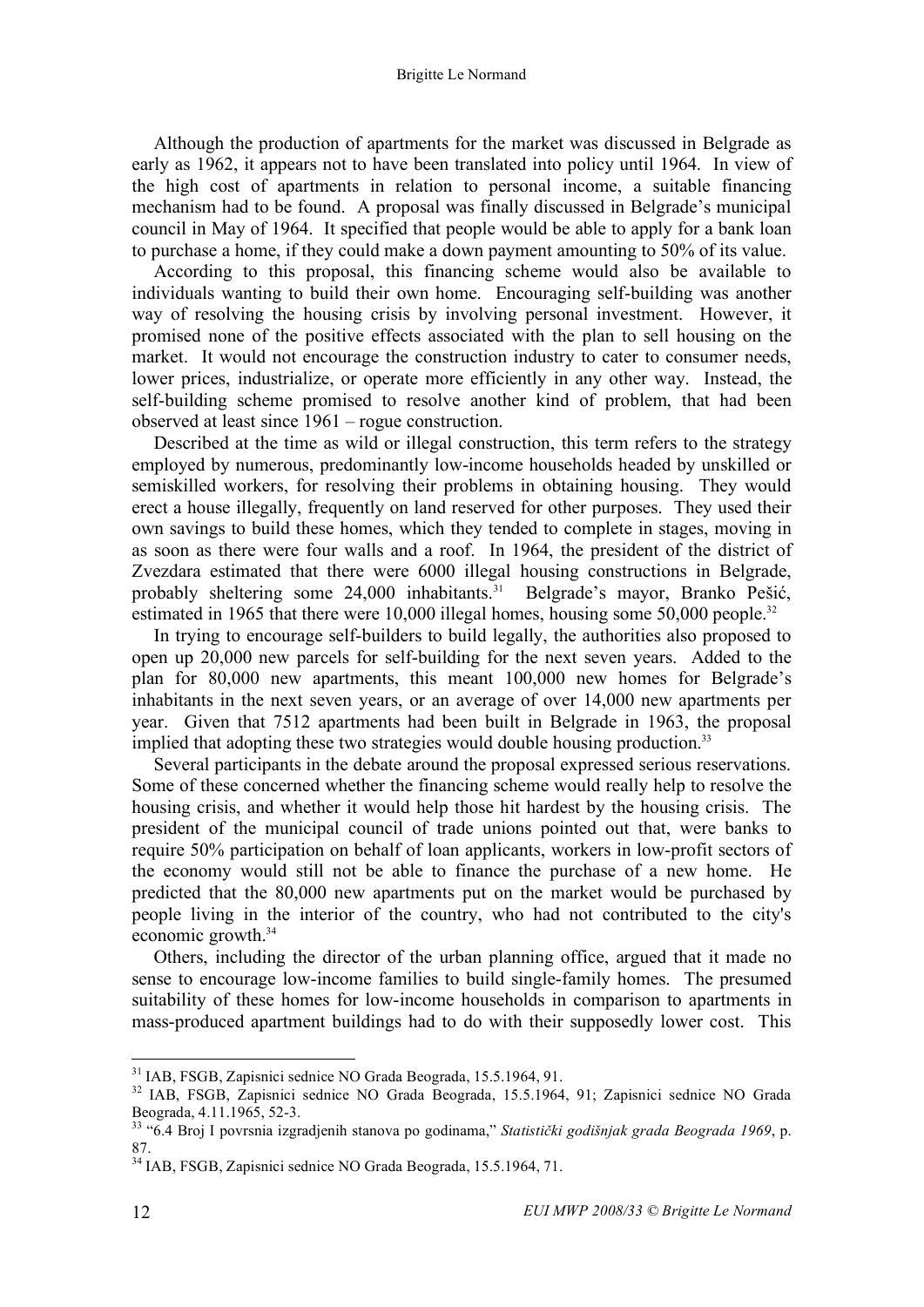Although the production of apartments for the market was discussed in Belgrade as early as 1962, it appears not to have been translated into policy until 1964. In view of the high cost of apartments in relation to personal income, a suitable financing mechanism had to be found. A proposal was finally discussed in Belgrade's municipal council in May of 1964. It specified that people would be able to apply for a bank loan to purchase a home, if they could make a down payment amounting to 50% of its value.

According to this proposal, this financing scheme would also be available to individuals wanting to build their own home. Encouraging self-building was another way of resolving the housing crisis by involving personal investment. However, it promised none of the positive effects associated with the plan to sell housing on the market. It would not encourage the construction industry to cater to consumer needs, lower prices, industrialize, or operate more efficiently in any other way. Instead, the self-building scheme promised to resolve another kind of problem, that had been observed at least since 1961 – rogue construction.

Described at the time as wild or illegal construction, this term refers to the strategy employed by numerous, predominantly low-income households headed by unskilled or semiskilled workers, for resolving their problems in obtaining housing. They would erect a house illegally, frequently on land reserved for other purposes. They used their own savings to build these homes, which they tended to complete in stages, moving in as soon as there were four walls and a roof. In 1964, the president of the district of Zvezdara estimated that there were 6000 illegal housing constructions in Belgrade, probably sheltering some 24,000 inhabitants.[31] Belgrade's mayor, Branko Pešić, estimated in 1965 that there were 10,000 illegal homes, housing some 50,000 people.[32]

In trying to encourage self-builders to build legally, the authorities also proposed to open up 20,000 new parcels for self-building for the next seven years. Added to the plan for 80,000 new apartments, this meant 100,000 new homes for Belgrade's inhabitants in the next seven years, or an average of over 14,000 new apartments per year. Given that 7512 apartments had been built in Belgrade in 1963, the proposal implied that adopting these two strategies would double housing production.[33]

Several participants in the debate around the proposal expressed serious reservations. Some of these concerned whether the financing scheme would really help to resolve the housing crisis, and whether it would help those hit hardest by the housing crisis. The president of the municipal council of trade unions pointed out that, were banks to require 50% participation on behalf of loan applicants, workers in low-profit sectors of the economy would still not be able to finance the purchase of a new home. He predicted that the 80,000 new apartments put on the market would be purchased by people living in the interior of the country, who had not contributed to the city's economic growth.[34]

Others, including the director of the urban planning office, argued that it made no sense to encourage low-income families to build single-family homes. The presumed suitability of these homes for low-income households in comparison to apartments in mass-produced apartment buildings had to do with their supposedly lower cost. This

---

[31] IAB, FSGB, Zapisnici sednice NO Grada Beograda, 15.5.1964, 91.

[32] IAB, FSGB, Zapisnici sednice NO Grada Beograda, 15.5.1964, 91; Zapisnici sednice NO Grada Beograda, 4.11.1965, 52-3.

[33] "6.4 Broj I povrsnia izgradjenih stanova po godinama," *Statistički godišnjak grada Beograda 1969*, p. 87.

[34] IAB, FSGB, Zapisnici sednice NO Grada Beograda, 15.5.1964, 71.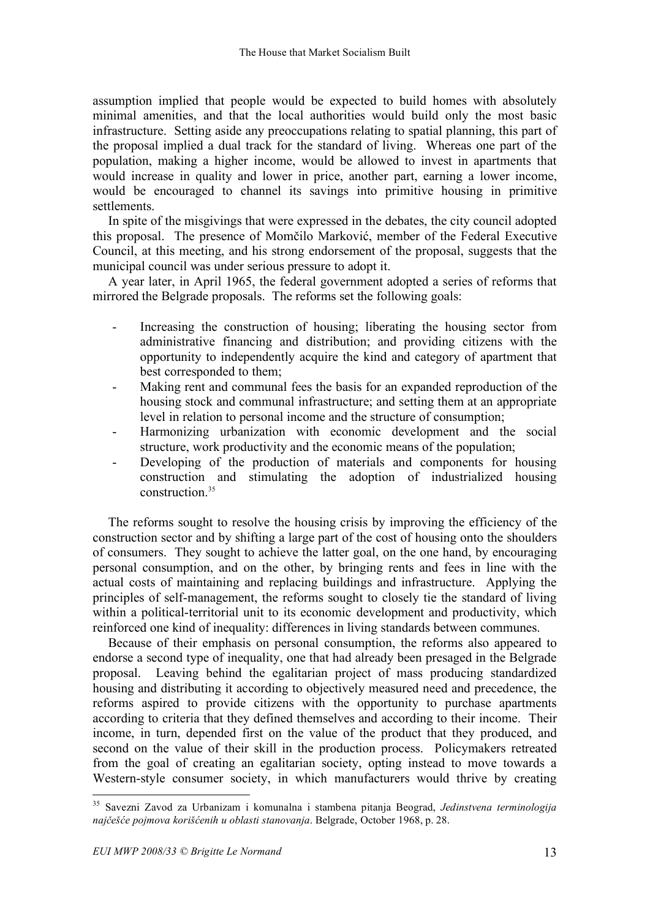assumption implied that people would be expected to build homes with absolutely minimal amenities, and that the local authorities would build only the most basic infrastructure. Setting aside any preoccupations relating to spatial planning, this part of the proposal implied a dual track for the standard of living. Whereas one part of the population, making a higher income, would be allowed to invest in apartments that would increase in quality and lower in price, another part, earning a lower income, would be encouraged to channel its savings into primitive housing in primitive settlements.

In spite of the misgivings that were expressed in the debates, the city council adopted this proposal. The presence of Momčilo Marković, member of the Federal Executive Council, at this meeting, and his strong endorsement of the proposal, suggests that the municipal council was under serious pressure to adopt it.

A year later, in April 1965, the federal government adopted a series of reforms that mirrored the Belgrade proposals. The reforms set the following goals:

- Increasing the construction of housing; liberating the housing sector from administrative financing and distribution; and providing citizens with the opportunity to independently acquire the kind and category of apartment that best corresponded to them;
- Making rent and communal fees the basis for an expanded reproduction of the housing stock and communal infrastructure; and setting them at an appropriate level in relation to personal income and the structure of consumption;
- Harmonizing urbanization with economic development and the social structure, work productivity and the economic means of the population;
- Developing of the production of materials and components for housing construction and stimulating the adoption of industrialized housing construction.[35]

The reforms sought to resolve the housing crisis by improving the efficiency of the construction sector and by shifting a large part of the cost of housing onto the shoulders of consumers. They sought to achieve the latter goal, on the one hand, by encouraging personal consumption, and on the other, by bringing rents and fees in line with the actual costs of maintaining and replacing buildings and infrastructure. Applying the principles of self-management, the reforms sought to closely tie the standard of living within a political-territorial unit to its economic development and productivity, which reinforced one kind of inequality: differences in living standards between communes.

Because of their emphasis on personal consumption, the reforms also appeared to endorse a second type of inequality, one that had already been presaged in the Belgrade proposal. Leaving behind the egalitarian project of mass producing standardized housing and distributing it according to objectively measured need and precedence, the reforms aspired to provide citizens with the opportunity to purchase apartments according to criteria that they defined themselves and according to their income. Their income, in turn, depended first on the value of the product that they produced, and second on the value of their skill in the production process. Policymakers retreated from the goal of creating an egalitarian society, opting instead to move towards a Western-style consumer society, in which manufacturers would thrive by creating

---

[35] Savezni Zavod za Urbanizam i komunalna i stambena pitanja Beograd, *Jedinstvena terminologija najčešće pojmova korišćenih u oblasti stanovanja*. Belgrade, October 1968, p. 28.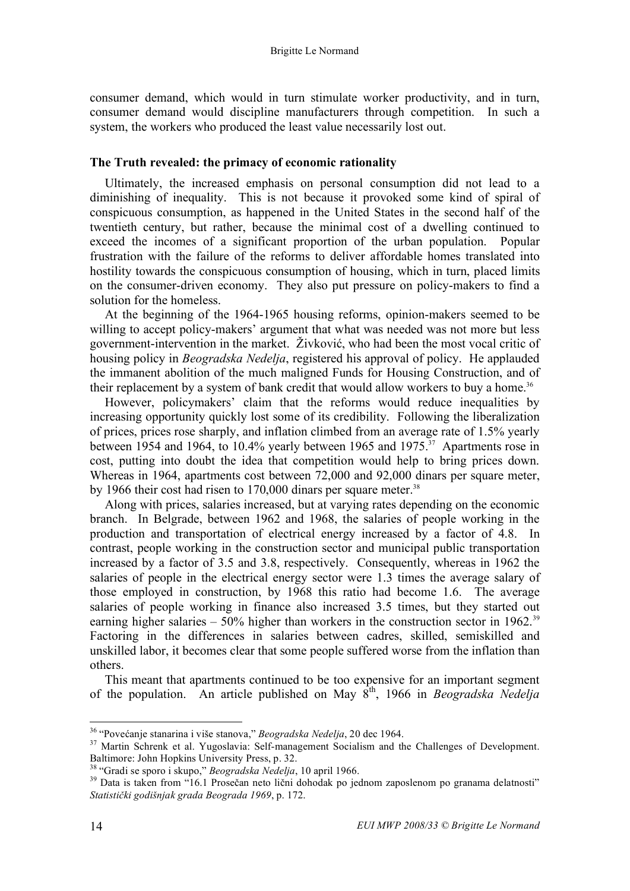consumer demand, which would in turn stimulate worker productivity, and in turn, consumer demand would discipline manufacturers through competition. In such a system, the workers who produced the least value necessarily lost out.

## The Truth revealed: the primacy of economic rationality

Ultimately, the increased emphasis on personal consumption did not lead to a diminishing of inequality. This is not because it provoked some kind of spiral of conspicuous consumption, as happened in the United States in the second half of the twentieth century, but rather, because the minimal cost of a dwelling continued to exceed the incomes of a significant proportion of the urban population. Popular frustration with the failure of the reforms to deliver affordable homes translated into hostility towards the conspicuous consumption of housing, which in turn, placed limits on the consumer-driven economy. They also put pressure on policy-makers to find a solution for the homeless.

At the beginning of the 1964-1965 housing reforms, opinion-makers seemed to be willing to accept policy-makers' argument that what was needed was not more but less government-intervention in the market. Živković, who had been the most vocal critic of housing policy in *Beogradska Nedelja*, registered his approval of policy. He applauded the immanent abolition of the much maligned Funds for Housing Construction, and of their replacement by a system of bank credit that would allow workers to buy a home.[36]

However, policymakers' claim that the reforms would reduce inequalities by increasing opportunity quickly lost some of its credibility. Following the liberalization of prices, prices rose sharply, and inflation climbed from an average rate of 1.5% yearly between 1954 and 1964, to 10.4% yearly between 1965 and 1975.[37] Apartments rose in cost, putting into doubt the idea that competition would help to bring prices down. Whereas in 1964, apartments cost between 72,000 and 92,000 dinars per square meter, by 1966 their cost had risen to 170,000 dinars per square meter.[38]

Along with prices, salaries increased, but at varying rates depending on the economic branch. In Belgrade, between 1962 and 1968, the salaries of people working in the production and transportation of electrical energy increased by a factor of 4.8. In contrast, people working in the construction sector and municipal public transportation increased by a factor of 3.5 and 3.8, respectively. Consequently, whereas in 1962 the salaries of people in the electrical energy sector were 1.3 times the average salary of those employed in construction, by 1968 this ratio had become 1.6. The average salaries of people working in finance also increased 3.5 times, but they started out earning higher salaries – 50% higher than workers in the construction sector in 1962.[39] Factoring in the differences in salaries between cadres, skilled, semiskilled and unskilled labor, it becomes clear that some people suffered worse from the inflation than others.

This meant that apartments continued to be too expensive for an important segment of the population. An article published on May 8th, 1966 in *Beogradska Nedelja*

---

[36] "Povećanje stanarina i više stanova," *Beogradska Nedelja*, 20 dec 1964.

[37] Martin Schrenk et al. Yugoslavia: Self-management Socialism and the Challenges of Development. Baltimore: John Hopkins University Press, p. 32.

[38] "Gradi se sporo i skupo," *Beogradska Nedelja*, 10 april 1966.

[39] Data is taken from "16.1 Prosečan neto lični dohodak po jednom zaposlenom po granama delatnosti" *Statistički godišnjak grada Beograda 1969*, p. 172.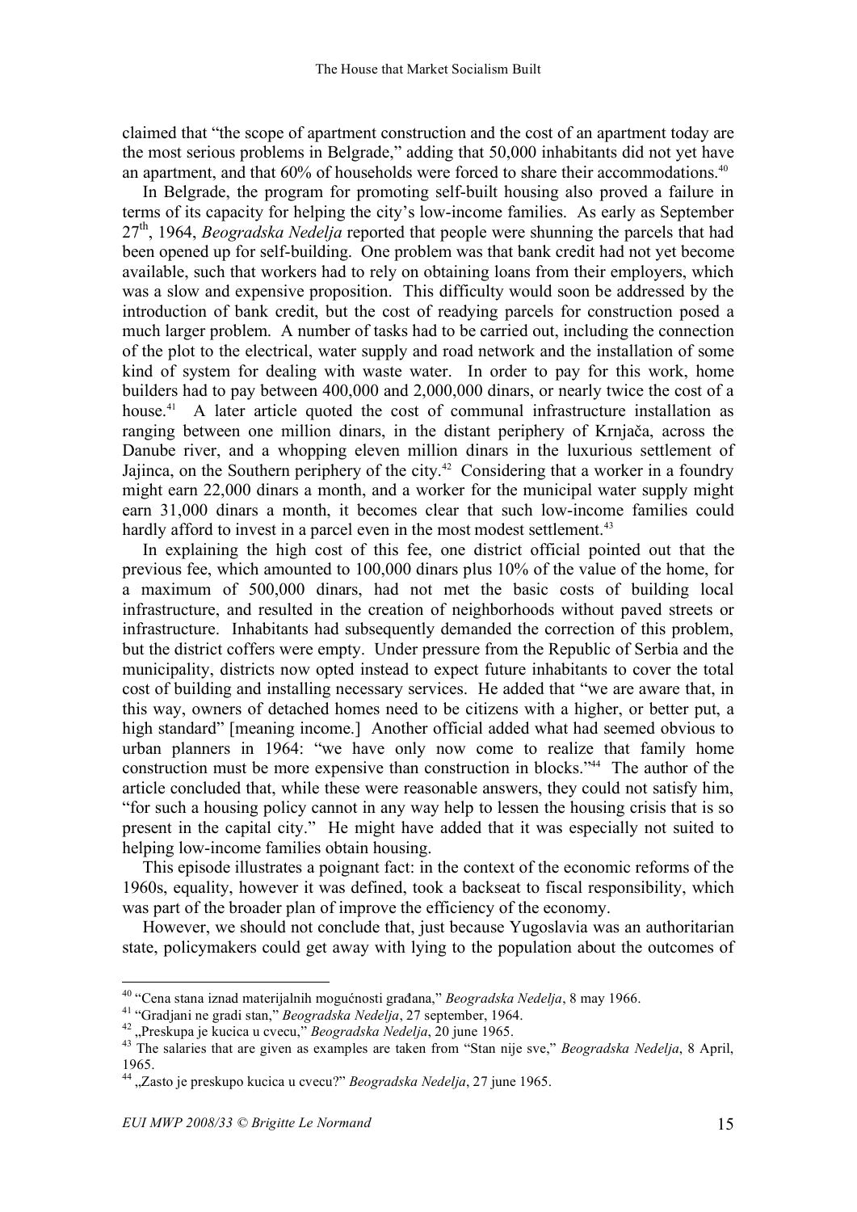claimed that "the scope of apartment construction and the cost of an apartment today are the most serious problems in Belgrade," adding that 50,000 inhabitants did not yet have an apartment, and that 60% of households were forced to share their accommodations.[40]

In Belgrade, the program for promoting self-built housing also proved a failure in terms of its capacity for helping the city's low-income families. As early as September 27th, 1964, *Beogradska Nedelja* reported that people were shunning the parcels that had been opened up for self-building. One problem was that bank credit had not yet become available, such that workers had to rely on obtaining loans from their employers, which was a slow and expensive proposition. This difficulty would soon be addressed by the introduction of bank credit, but the cost of readying parcels for construction posed a much larger problem. A number of tasks had to be carried out, including the connection of the plot to the electrical, water supply and road network and the installation of some kind of system for dealing with waste water. In order to pay for this work, home builders had to pay between 400,000 and 2,000,000 dinars, or nearly twice the cost of a house.[41] A later article quoted the cost of communal infrastructure installation as ranging between one million dinars, in the distant periphery of Krnjača, across the Danube river, and a whopping eleven million dinars in the luxurious settlement of Jajinca, on the Southern periphery of the city.[42] Considering that a worker in a foundry might earn 22,000 dinars a month, and a worker for the municipal water supply might earn 31,000 dinars a month, it becomes clear that such low-income families could hardly afford to invest in a parcel even in the most modest settlement.[43]

In explaining the high cost of this fee, one district official pointed out that the previous fee, which amounted to 100,000 dinars plus 10% of the value of the home, for a maximum of 500,000 dinars, had not met the basic costs of building local infrastructure, and resulted in the creation of neighborhoods without paved streets or infrastructure. Inhabitants had subsequently demanded the correction of this problem, but the district coffers were empty. Under pressure from the Republic of Serbia and the municipality, districts now opted instead to expect future inhabitants to cover the total cost of building and installing necessary services. He added that "we are aware that, in this way, owners of detached homes need to be citizens with a higher, or better put, a high standard" [meaning income.] Another official added what had seemed obvious to urban planners in 1964: "we have only now come to realize that family home construction must be more expensive than construction in blocks."[44] The author of the article concluded that, while these were reasonable answers, they could not satisfy him, "for such a housing policy cannot in any way help to lessen the housing crisis that is so present in the capital city." He might have added that it was especially not suited to helping low-income families obtain housing.

This episode illustrates a poignant fact: in the context of the economic reforms of the 1960s, equality, however it was defined, took a backseat to fiscal responsibility, which was part of the broader plan of improve the efficiency of the economy.

However, we should not conclude that, just because Yugoslavia was an authoritarian state, policymakers could get away with lying to the population about the outcomes of

---

[40] "Cena stana iznad materijalnih mogućnosti građana," *Beogradska Nedelja*, 8 may 1966.

[41] "Gradjani ne gradi stan," *Beogradska Nedelja*, 27 september, 1964.

[42] „Preskupa je kucica u cvecu," *Beogradska Nedelja*, 20 june 1965.

[43] The salaries that are given as examples are taken from "Stan nije sve," *Beogradska Nedelja*, 8 April, 1965.

[44] „Zasto je preskupo kucica u cvecu?" *Beogradska Nedelja*, 27 june 1965.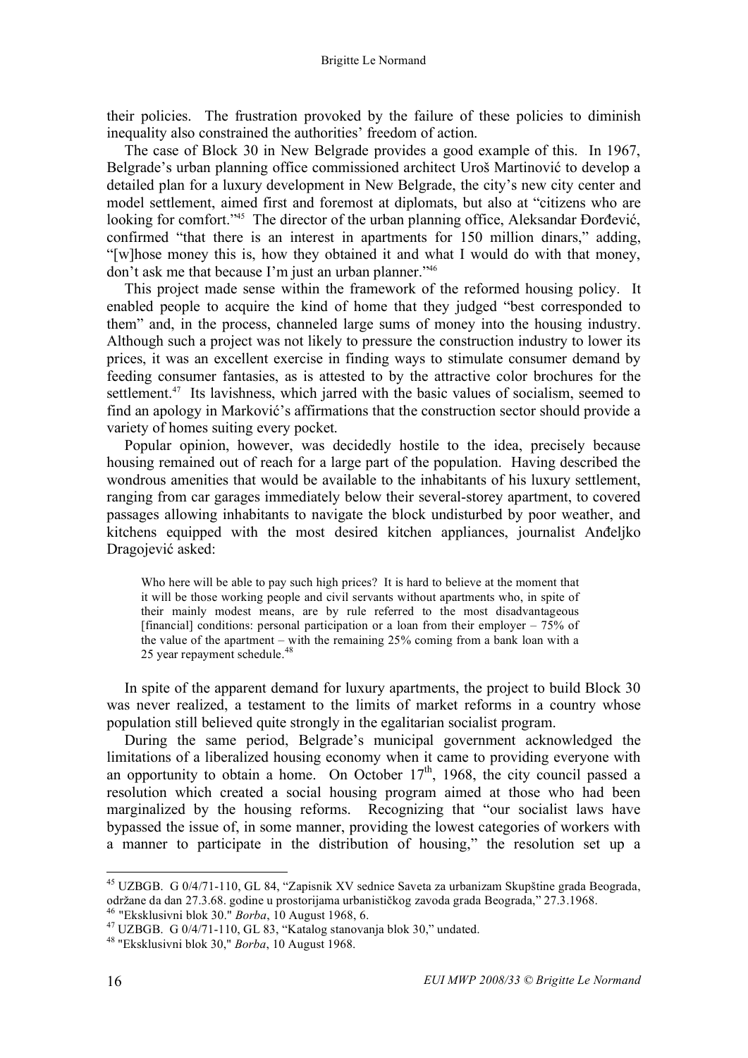their policies. The frustration provoked by the failure of these policies to diminish inequality also constrained the authorities' freedom of action.

The case of Block 30 in New Belgrade provides a good example of this. In 1967, Belgrade's urban planning office commissioned architect Uroš Martinović to develop a detailed plan for a luxury development in New Belgrade, the city's new city center and model settlement, aimed first and foremost at diplomats, but also at "citizens who are looking for comfort."[45] The director of the urban planning office, Aleksandar Đorđević, confirmed "that there is an interest in apartments for 150 million dinars," adding, "[w]hose money this is, how they obtained it and what I would do with that money, don't ask me that because I'm just an urban planner."[46]

This project made sense within the framework of the reformed housing policy. It enabled people to acquire the kind of home that they judged "best corresponded to them" and, in the process, channeled large sums of money into the housing industry. Although such a project was not likely to pressure the construction industry to lower its prices, it was an excellent exercise in finding ways to stimulate consumer demand by feeding consumer fantasies, as is attested to by the attractive color brochures for the settlement.[47] Its lavishness, which jarred with the basic values of socialism, seemed to find an apology in Marković's affirmations that the construction sector should provide a variety of homes suiting every pocket.

Popular opinion, however, was decidedly hostile to the idea, precisely because housing remained out of reach for a large part of the population. Having described the wondrous amenities that would be available to the inhabitants of his luxury settlement, ranging from car garages immediately below their several-storey apartment, to covered passages allowing inhabitants to navigate the block undisturbed by poor weather, and kitchens equipped with the most desired kitchen appliances, journalist Anđeljko Dragojević asked:

> Who here will be able to pay such high prices? It is hard to believe at the moment that it will be those working people and civil servants without apartments who, in spite of their mainly modest means, are by rule referred to the most disadvantageous [financial] conditions: personal participation or a loan from their employer – 75% of the value of the apartment – with the remaining 25% coming from a bank loan with a 25 year repayment schedule.[48]

In spite of the apparent demand for luxury apartments, the project to build Block 30 was never realized, a testament to the limits of market reforms in a country whose population still believed quite strongly in the egalitarian socialist program.

During the same period, Belgrade's municipal government acknowledged the limitations of a liberalized housing economy when it came to providing everyone with an opportunity to obtain a home. On October 17th, 1968, the city council passed a resolution which created a social housing program aimed at those who had been marginalized by the housing reforms. Recognizing that "our socialist laws have bypassed the issue of, in some manner, providing the lowest categories of workers with a manner to participate in the distribution of housing," the resolution set up a

---

[45] UZBGB. G 0/4/71-110, GL 84, "Zapisnik XV sednice Saveta za urbanizam Skupštine grada Beograda, održane da dan 27.3.68. godine u prostorijama urbanističkog zavoda grada Beograda," 27.3.1968.

[46] "Eksklusivni blok 30." *Borba*, 10 August 1968, 6.

[47] UZBGB. G 0/4/71-110, GL 83, "Katalog stanovanja blok 30," undated.

[48] "Eksklusivni blok 30," *Borba*, 10 August 1968.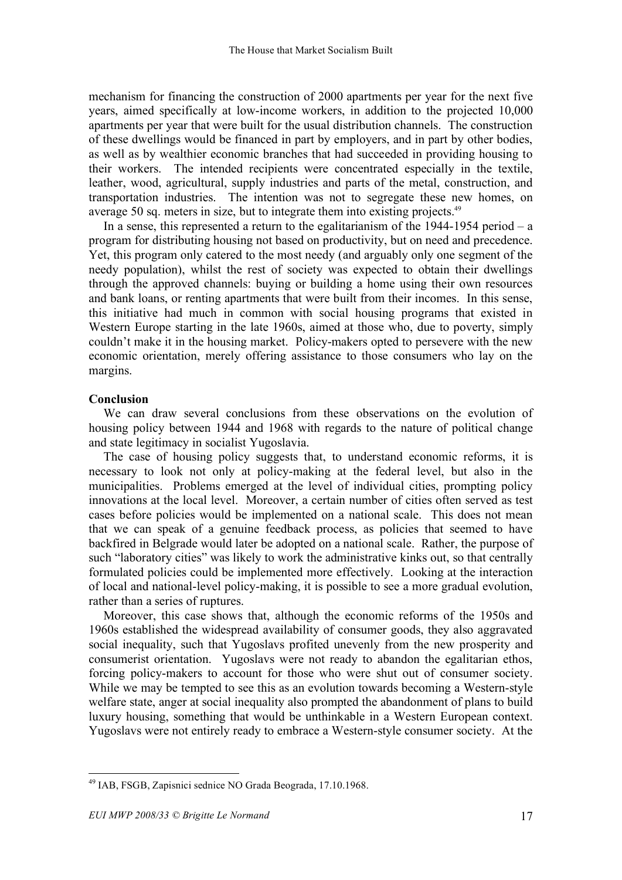mechanism for financing the construction of 2000 apartments per year for the next five years, aimed specifically at low-income workers, in addition to the projected 10,000 apartments per year that were built for the usual distribution channels. The construction of these dwellings would be financed in part by employers, and in part by other bodies, as well as by wealthier economic branches that had succeeded in providing housing to their workers. The intended recipients were concentrated especially in the textile, leather, wood, agricultural, supply industries and parts of the metal, construction, and transportation industries. The intention was not to segregate these new homes, on average 50 sq. meters in size, but to integrate them into existing projects.[49]

In a sense, this represented a return to the egalitarianism of the 1944-1954 period – a program for distributing housing not based on productivity, but on need and precedence. Yet, this program only catered to the most needy (and arguably only one segment of the needy population), whilst the rest of society was expected to obtain their dwellings through the approved channels: buying or building a home using their own resources and bank loans, or renting apartments that were built from their incomes. In this sense, this initiative had much in common with social housing programs that existed in Western Europe starting in the late 1960s, aimed at those who, due to poverty, simply couldn't make it in the housing market. Policy-makers opted to persevere with the new economic orientation, merely offering assistance to those consumers who lay on the margins.

**Conclusion**

We can draw several conclusions from these observations on the evolution of housing policy between 1944 and 1968 with regards to the nature of political change and state legitimacy in socialist Yugoslavia.

The case of housing policy suggests that, to understand economic reforms, it is necessary to look not only at policy-making at the federal level, but also in the municipalities. Problems emerged at the level of individual cities, prompting policy innovations at the local level. Moreover, a certain number of cities often served as test cases before policies would be implemented on a national scale. This does not mean that we can speak of a genuine feedback process, as policies that seemed to have backfired in Belgrade would later be adopted on a national scale. Rather, the purpose of such "laboratory cities" was likely to work the administrative kinks out, so that centrally formulated policies could be implemented more effectively. Looking at the interaction of local and national-level policy-making, it is possible to see a more gradual evolution, rather than a series of ruptures.

Moreover, this case shows that, although the economic reforms of the 1950s and 1960s established the widespread availability of consumer goods, they also aggravated social inequality, such that Yugoslavs profited unevenly from the new prosperity and consumerist orientation. Yugoslavs were not ready to abandon the egalitarian ethos, forcing policy-makers to account for those who were shut out of consumer society. While we may be tempted to see this as an evolution towards becoming a Western-style welfare state, anger at social inequality also prompted the abandonment of plans to build luxury housing, something that would be unthinkable in a Western European context. Yugoslavs were not entirely ready to embrace a Western-style consumer society. At the

[49] IAB, FSGB, Zapisnici sednice NO Grada Beograda, 17.10.1968.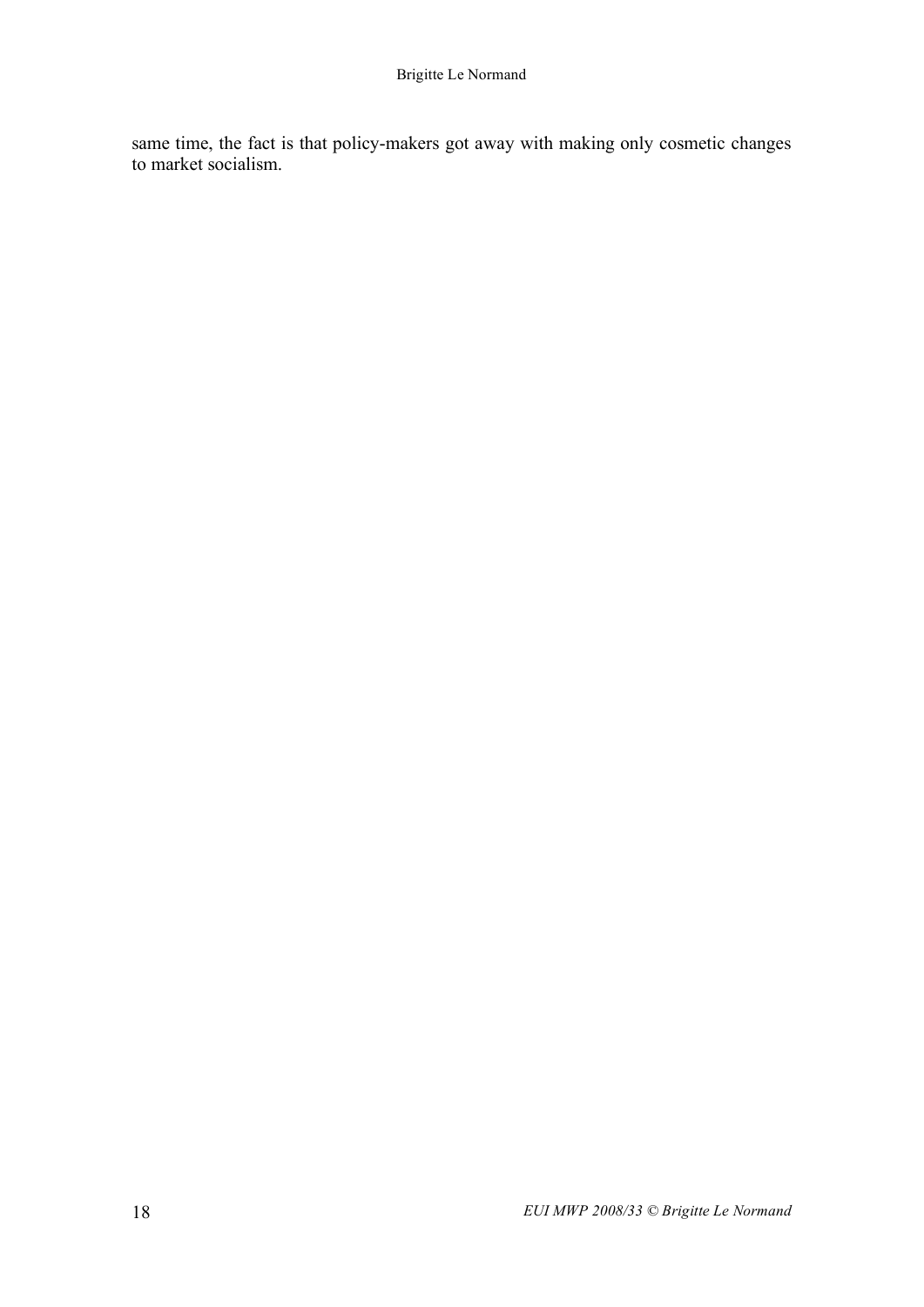same time, the fact is that policy-makers got away with making only cosmetic changes to market socialism.